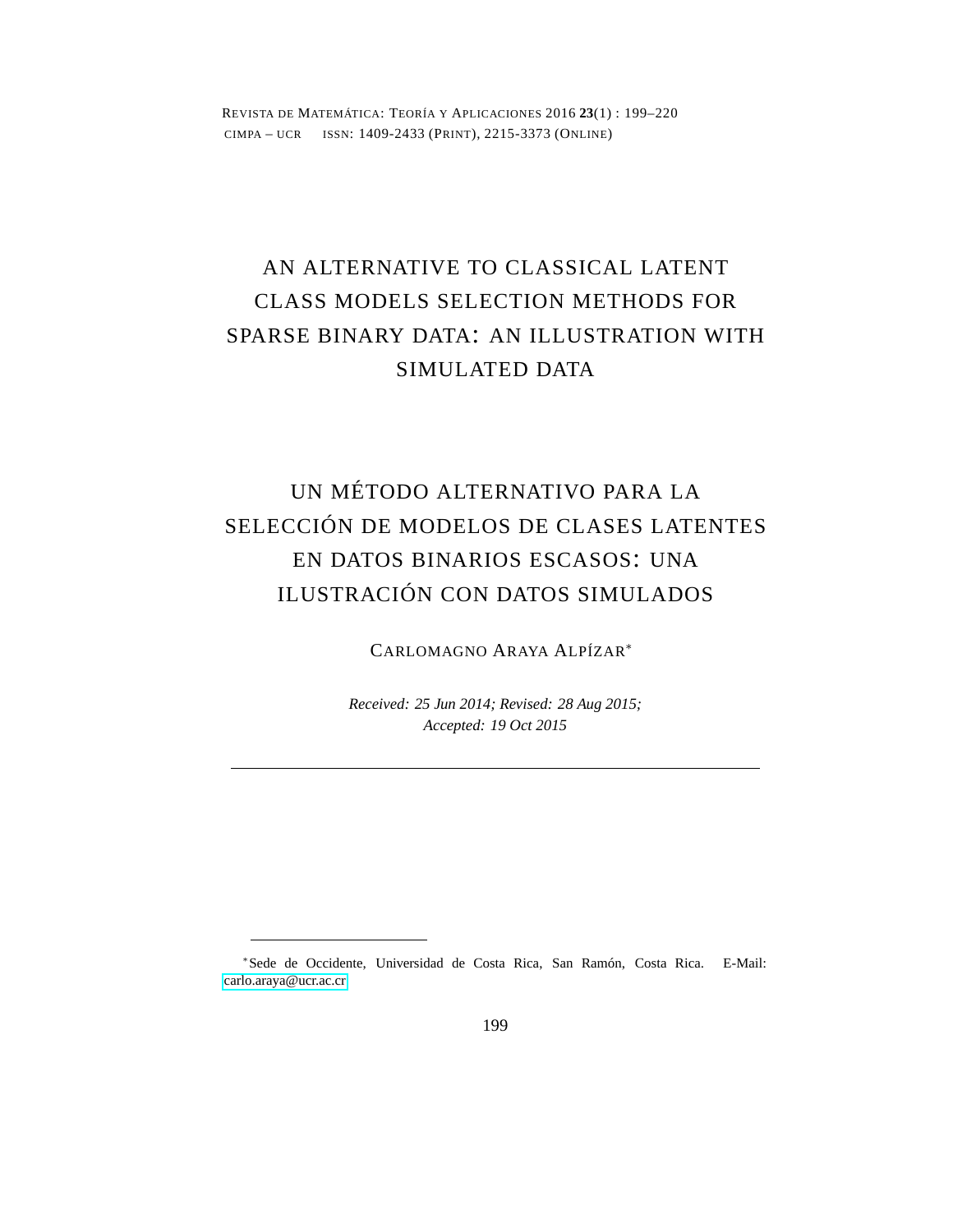# AN ALTERNATIVE TO CLASSICAL LATENT CLASS MODELS SELECTION METHODS FOR SPARSE BINARY DATA: AN ILLUSTRATION WITH SIMULATED DATA

# UN MÉTODO ALTERNATIVO PARA LA SELECCIÓN DE MODELOS DE CLASES LATENTES EN DATOS BINARIOS ESCASOS: UNA ILUSTRACIÓN CON DATOS SIMULADOS

CARLOMAGNO ARAYA ALPÍZAR[*]

*Received: 25 Jun 2014; Revised: 28 Aug 2015; Accepted: 19 Oct 2015*

---

[*] Sede de Occidente, Universidad de Costa Rica, San Ramón, Costa Rica. E-Mail: carlo.araya@ucr.ac.cr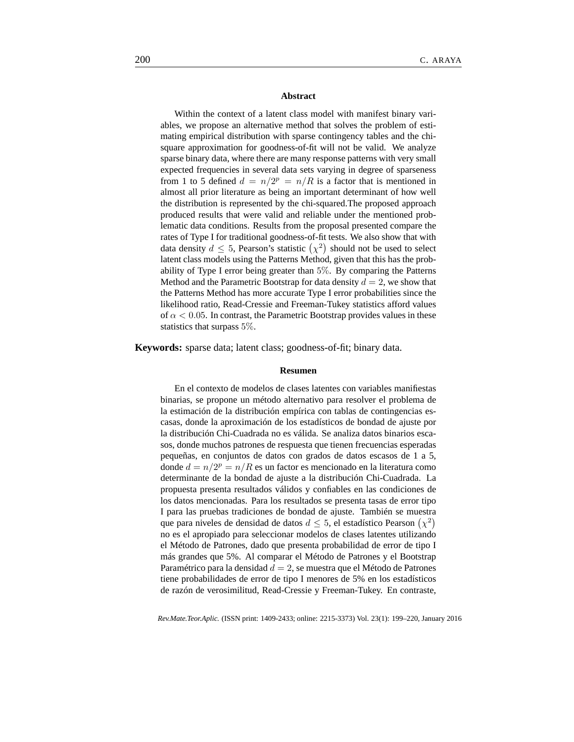### Abstract

Within the context of a latent class model with manifest binary variables, we propose an alternative method that solves the problem of estimating empirical distribution with sparse contingency tables and the chi-square approximation for goodness-of-fit will not be valid. We analyze sparse binary data, where there are many response patterns with very small expected frequencies in several data sets varying in degree of sparseness from 1 to 5 defined $d = n/2^p = n/R$ is a factor that is mentioned in almost all prior literature as being an important determinant of how well the distribution is represented by the chi-squared.The proposed approach produced results that were valid and reliable under the mentioned problematic data conditions. Results from the proposal presented compare the rates of Type I for traditional goodness-of-fit tests. We also show that with data density $d \leq 5$, Pearson's statistic $\left(\chi^2\right)$ should not be used to select latent class models using the Patterns Method, given that this has the probability of Type I error being greater than $5\%$. By comparing the Patterns Method and the Parametric Bootstrap for data density $d = 2$, we show that the Patterns Method has more accurate Type I error probabilities since the likelihood ratio, Read-Cressie and Freeman-Tukey statistics afford values of $\alpha < 0.05$. In contrast, the Parametric Bootstrap provides values in these statistics that surpass $5\%$.

**Keywords:** sparse data; latent class; goodness-of-fit; binary data.

### Resumen

En el contexto de modelos de clases latentes con variables manifiestas binarias, se propone un método alternativo para resolver el problema de la estimación de la distribución empírica con tablas de contingencias escasas, donde la aproximación de los estadísticos de bondad de ajuste por la distribución Chi-Cuadrada no es válida. Se analiza datos binarios escasos, donde muchos patrones de respuesta que tienen frecuencias esperadas pequeñas, en conjuntos de datos con grados de datos escasos de 1 a 5, donde $d = n/2^p = n/R$ es un factor es mencionado en la literatura como determinante de la bondad de ajuste a la distribución Chi-Cuadrada. La propuesta presenta resultados válidos y confiables en las condiciones de los datos mencionadas. Para los resultados se presenta tasas de error tipo I para las pruebas tradiciones de bondad de ajuste. También se muestra que para niveles de densidad de datos $d \leq 5$, el estadístico Pearson $\left(\chi^2\right)$ no es el apropiado para seleccionar modelos de clases latentes utilizando el Método de Patrones, dado que presenta probabilidad de error de tipo I más grandes que 5%. Al comparar el Método de Patrones y el Bootstrap Paramétrico para la densidad $d = 2$, se muestra que el Método de Patrones tiene probabilidades de error de tipo I menores de 5% en los estadísticos de razón de verosimilitud, Read-Cressie y Freeman-Tukey. En contraste,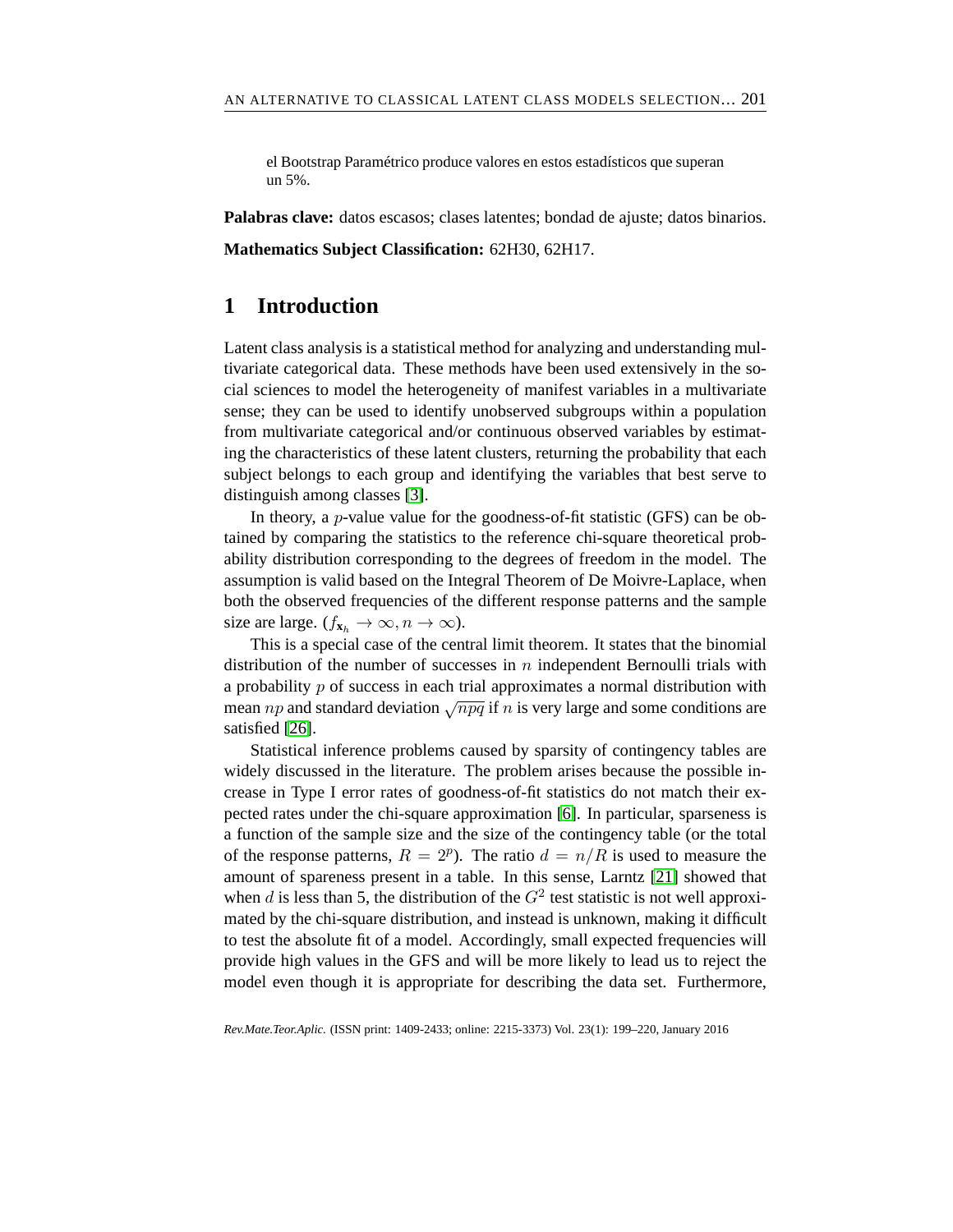el Bootstrap Paramétrico produce valores en estos estadísticos que superan un 5%.

**Palabras clave:** datos escasos; clases latentes; bondad de ajuste; datos binarios.

**Mathematics Subject Classification:** 62H30, 62H17.

# 1 Introduction

Latent class analysis is a statistical method for analyzing and understanding multivariate categorical data. These methods have been used extensively in the social sciences to model the heterogeneity of manifest variables in a multivariate sense; they can be used to identify unobserved subgroups within a population from multivariate categorical and/or continuous observed variables by estimating the characteristics of these latent clusters, returning the probability that each subject belongs to each group and identifying the variables that best serve to distinguish among classes [3].

In theory, a $p$-value value for the goodness-of-fit statistic (GFS) can be obtained by comparing the statistics to the reference chi-square theoretical probability distribution corresponding to the degrees of freedom in the model. The assumption is valid based on the Integral Theorem of De Moivre-Laplace, when both the observed frequencies of the different response patterns and the sample size are large. ($f_{\mathbf{x}_h} \to \infty, n \to \infty$).

This is a special case of the central limit theorem. It states that the binomial distribution of the number of successes in $n$ independent Bernoulli trials with a probability $p$ of success in each trial approximates a normal distribution with mean $np$ and standard deviation $\sqrt{npq}$ if $n$ is very large and some conditions are satisfied [26].

Statistical inference problems caused by sparsity of contingency tables are widely discussed in the literature. The problem arises because the possible increase in Type I error rates of goodness-of-fit statistics do not match their expected rates under the chi-square approximation [6]. In particular, sparseness is a function of the sample size and the size of the contingency table (or the total of the response patterns, $R = 2^p$). The ratio $d = n/R$ is used to measure the amount of spareness present in a table. In this sense, Larntz [21] showed that when $d$ is less than 5, the distribution of the $G^2$ test statistic is not well approximated by the chi-square distribution, and instead is unknown, making it difficult to test the absolute fit of a model. Accordingly, small expected frequencies will provide high values in the GFS and will be more likely to lead us to reject the model even though it is appropriate for describing the data set. Furthermore,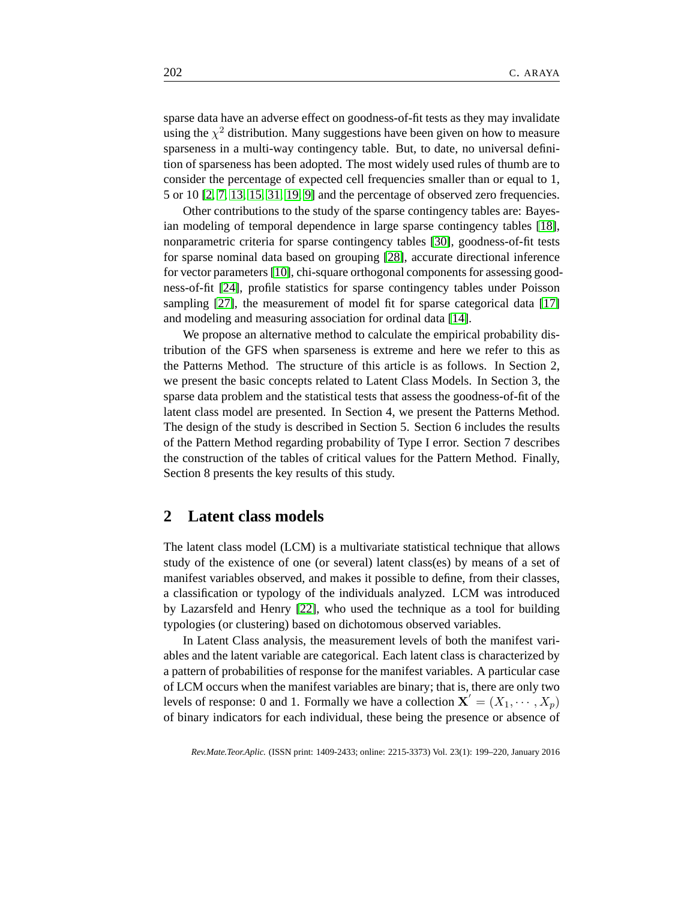sparse data have an adverse effect on goodness-of-fit tests as they may invalidate using the $\chi^2$ distribution. Many suggestions have been given on how to measure sparseness in a multi-way contingency table. But, to date, no universal definition of sparseness has been adopted. The most widely used rules of thumb are to consider the percentage of expected cell frequencies smaller than or equal to 1, 5 or 10 [2, 7, 13, 15, 31, 19, 9] and the percentage of observed zero frequencies.

Other contributions to the study of the sparse contingency tables are: Bayesian modeling of temporal dependence in large sparse contingency tables [18], nonparametric criteria for sparse contingency tables [30], goodness-of-fit tests for sparse nominal data based on grouping [28], accurate directional inference for vector parameters [10], chi-square orthogonal components for assessing goodness-of-fit [24], profile statistics for sparse contingency tables under Poisson sampling [27], the measurement of model fit for sparse categorical data [17] and modeling and measuring association for ordinal data [14].

We propose an alternative method to calculate the empirical probability distribution of the GFS when sparseness is extreme and here we refer to this as the Patterns Method. The structure of this article is as follows. In Section 2, we present the basic concepts related to Latent Class Models. In Section 3, the sparse data problem and the statistical tests that assess the goodness-of-fit of the latent class model are presented. In Section 4, we present the Patterns Method. The design of the study is described in Section 5. Section 6 includes the results of the Pattern Method regarding probability of Type I error. Section 7 describes the construction of the tables of critical values for the Pattern Method. Finally, Section 8 presents the key results of this study.

## 2 Latent class models

The latent class model (LCM) is a multivariate statistical technique that allows study of the existence of one (or several) latent class(es) by means of a set of manifest variables observed, and makes it possible to define, from their classes, a classification or typology of the individuals analyzed. LCM was introduced by Lazarsfeld and Henry [22], who used the technique as a tool for building typologies (or clustering) based on dichotomous observed variables.

In Latent Class analysis, the measurement levels of both the manifest variables and the latent variable are categorical. Each latent class is characterized by a pattern of probabilities of response for the manifest variables. A particular case of LCM occurs when the manifest variables are binary; that is, there are only two levels of response: 0 and 1. Formally we have a collection $\mathbf{X}' = (X_1, \cdots, X_p)$ of binary indicators for each individual, these being the presence or absence of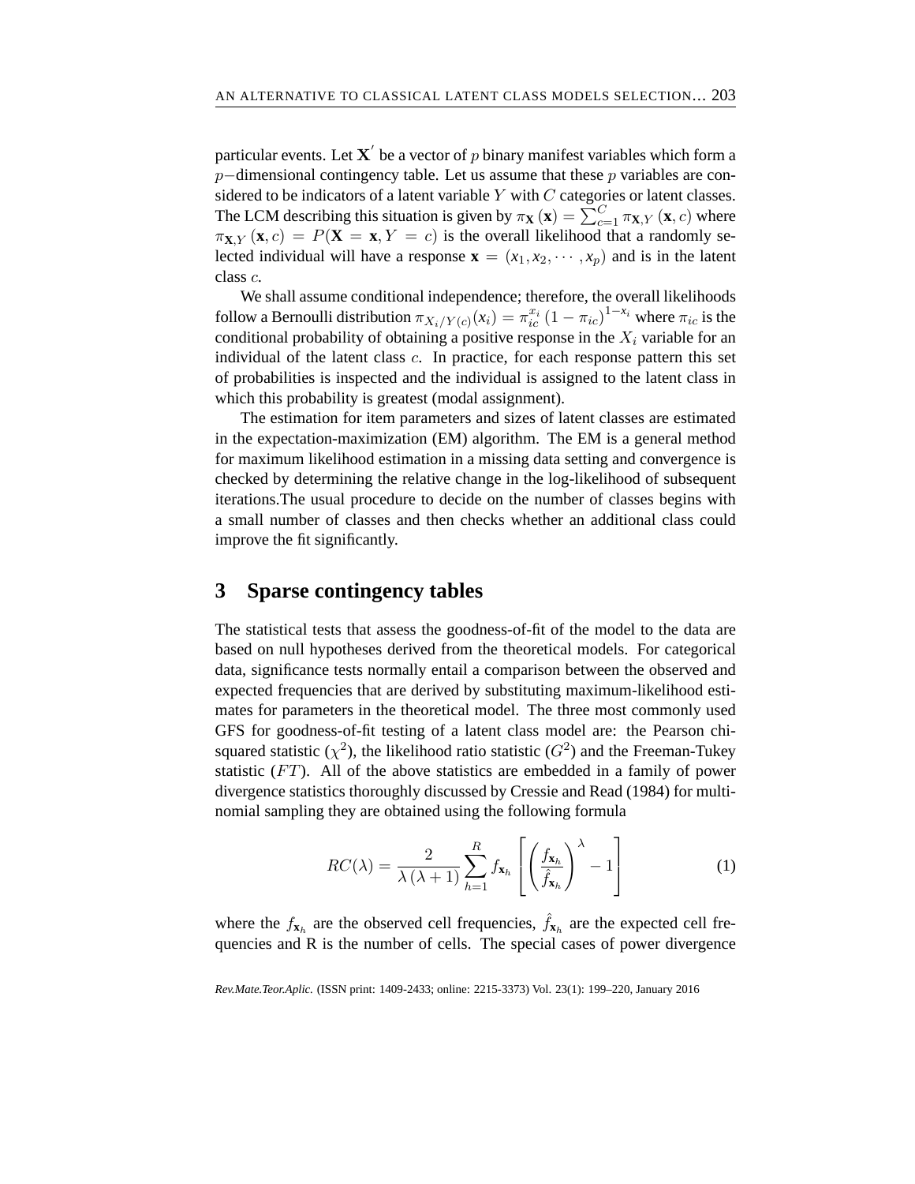particular events. Let $\mathbf{X}'$ be a vector of $p$ binary manifest variables which form a $p-$dimensional contingency table. Let us assume that these $p$ variables are considered to be indicators of a latent variable $Y$ with $C$ categories or latent classes. The LCM describing this situation is given by $\pi_{\mathbf{X}}(\mathbf{x}) = \sum_{c=1}^{C} \pi_{\mathbf{X},Y}(\mathbf{x}, c)$ where $\pi_{\mathbf{X},Y}(\mathbf{x}, c) = P(\mathbf{X} = \mathbf{x}, Y = c)$ is the overall likelihood that a randomly selected individual will have a response $\mathbf{x} = (x_1, x_2, \cdots, x_p)$ and is in the latent class $c$.

We shall assume conditional independence; therefore, the overall likelihoods follow a Bernoulli distribution $\pi_{X_i/Y(c)}(x_i) = \pi_{ic}^{x_i}(1 - \pi_{ic})^{1-x_i}$ where $\pi_{ic}$ is the conditional probability of obtaining a positive response in the $X_i$ variable for an individual of the latent class $c$. In practice, for each response pattern this set of probabilities is inspected and the individual is assigned to the latent class in which this probability is greatest (modal assignment).

The estimation for item parameters and sizes of latent classes are estimated in the expectation-maximization (EM) algorithm. The EM is a general method for maximum likelihood estimation in a missing data setting and convergence is checked by determining the relative change in the log-likelihood of subsequent iterations.The usual procedure to decide on the number of classes begins with a small number of classes and then checks whether an additional class could improve the fit significantly.

## 3 Sparse contingency tables

The statistical tests that assess the goodness-of-fit of the model to the data are based on null hypotheses derived from the theoretical models. For categorical data, significance tests normally entail a comparison between the observed and expected frequencies that are derived by substituting maximum-likelihood estimates for parameters in the theoretical model. The three most commonly used GFS for goodness-of-fit testing of a latent class model are: the Pearson chi-squared statistic ($\chi^2$), the likelihood ratio statistic ($G^2$) and the Freeman-Tukey statistic ($FT$). All of the above statistics are embedded in a family of power divergence statistics thoroughly discussed by Cressie and Read (1984) for multinomial sampling they are obtained using the following formula

$$RC(\lambda) = \frac{2}{\lambda(\lambda + 1)} \sum_{h=1}^{R} f_{\mathbf{x}_h} \left[ \left( \frac{f_{\mathbf{x}_h}}{\hat{f}_{\mathbf{x}_h}} \right)^{\lambda} - 1 \right] \tag{1}$$

where the $f_{\mathbf{x}_h}$ are the observed cell frequencies, $\hat{f}_{\mathbf{x}_h}$ are the expected cell frequencies and R is the number of cells. The special cases of power divergence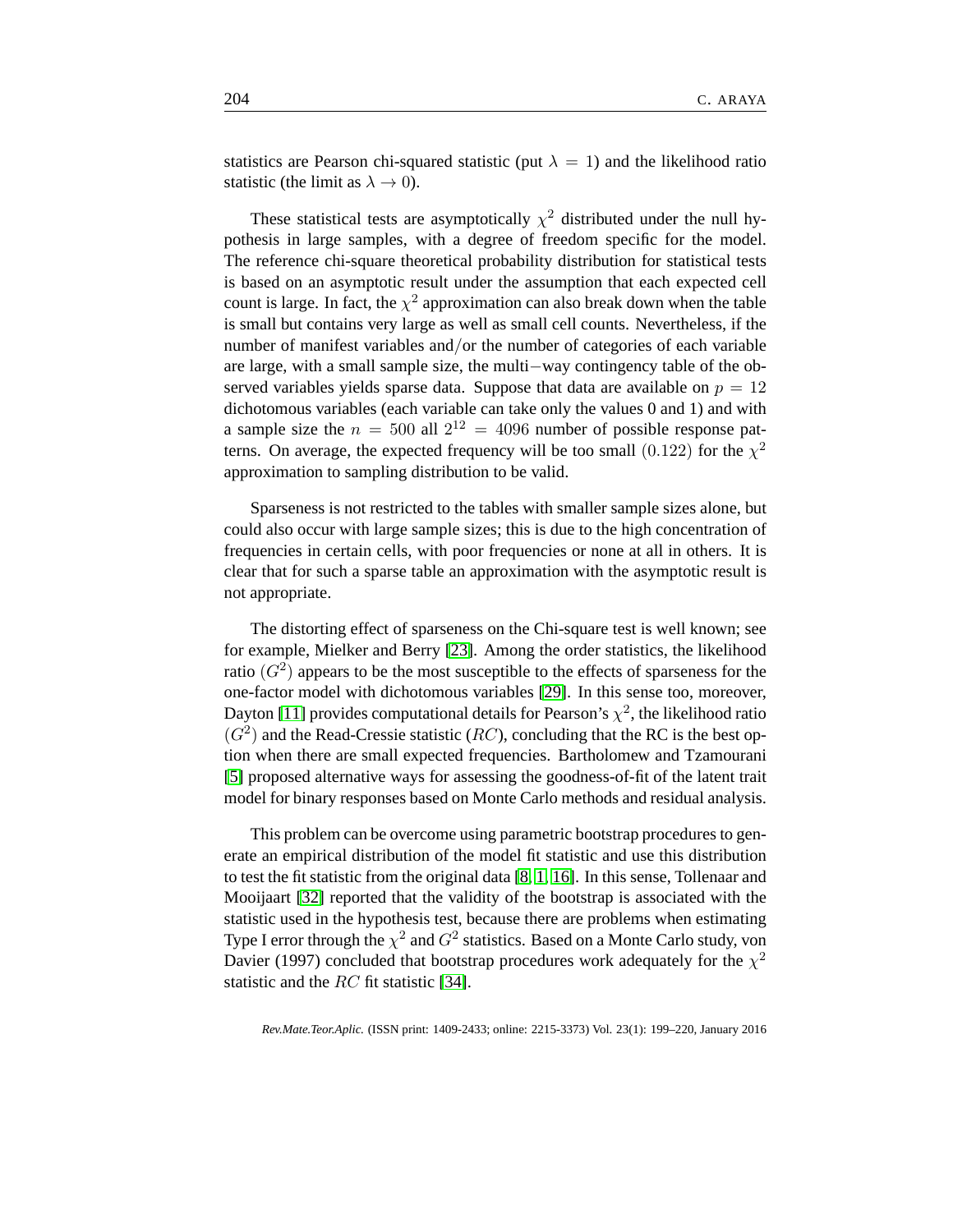statistics are Pearson chi-squared statistic (put $\lambda = 1$) and the likelihood ratio statistic (the limit as $\lambda \to 0$).

These statistical tests are asymptotically $\chi^2$ distributed under the null hypothesis in large samples, with a degree of freedom specific for the model. The reference chi-square theoretical probability distribution for statistical tests is based on an asymptotic result under the assumption that each expected cell count is large. In fact, the $\chi^2$ approximation can also break down when the table is small but contains very large as well as small cell counts. Nevertheless, if the number of manifest variables and/or the number of categories of each variable are large, with a small sample size, the multi$-$way contingency table of the observed variables yields sparse data. Suppose that data are available on $p = 12$ dichotomous variables (each variable can take only the values 0 and 1) and with a sample size the $n = 500$ all $2^{12} = 4096$ number of possible response patterns. On average, the expected frequency will be too small $(0.122)$ for the $\chi^2$ approximation to sampling distribution to be valid.

Sparseness is not restricted to the tables with smaller sample sizes alone, but could also occur with large sample sizes; this is due to the high concentration of frequencies in certain cells, with poor frequencies or none at all in others. It is clear that for such a sparse table an approximation with the asymptotic result is not appropriate.

The distorting effect of sparseness on the Chi-square test is well known; see for example, Mielker and Berry [23]. Among the order statistics, the likelihood ratio $(G^2)$ appears to be the most susceptible to the effects of sparseness for the one-factor model with dichotomous variables [29]. In this sense too, moreover, Dayton [11] provides computational details for Pearson's $\chi^2$, the likelihood ratio $(G^2)$ and the Read-Cressie statistic $(RC)$, concluding that the RC is the best option when there are small expected frequencies. Bartholomew and Tzamourani [5] proposed alternative ways for assessing the goodness-of-fit of the latent trait model for binary responses based on Monte Carlo methods and residual analysis.

This problem can be overcome using parametric bootstrap procedures to generate an empirical distribution of the model fit statistic and use this distribution to test the fit statistic from the original data [8, 1, 16]. In this sense, Tollenaar and Mooijaart [32] reported that the validity of the bootstrap is associated with the statistic used in the hypothesis test, because there are problems when estimating Type I error through the $\chi^2$ and $G^2$ statistics. Based on a Monte Carlo study, von Davier (1997) concluded that bootstrap procedures work adequately for the $\chi^2$ statistic and the $RC$ fit statistic [34].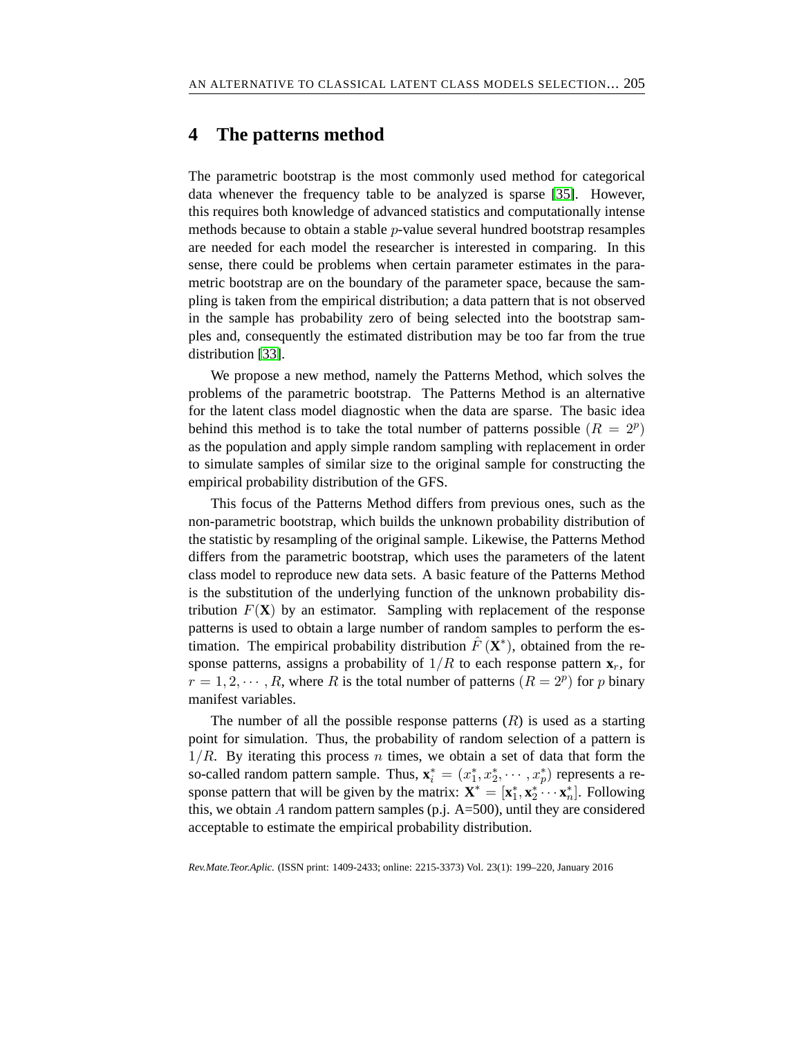## 4 The patterns method

The parametric bootstrap is the most commonly used method for categorical data whenever the frequency table to be analyzed is sparse [35]. However, this requires both knowledge of advanced statistics and computationally intense methods because to obtain a stable $p$-value several hundred bootstrap resamples are needed for each model the researcher is interested in comparing. In this sense, there could be problems when certain parameter estimates in the parametric bootstrap are on the boundary of the parameter space, because the sampling is taken from the empirical distribution; a data pattern that is not observed in the sample has probability zero of being selected into the bootstrap samples and, consequently the estimated distribution may be too far from the true distribution [33].

We propose a new method, namely the Patterns Method, which solves the problems of the parametric bootstrap. The Patterns Method is an alternative for the latent class model diagnostic when the data are sparse. The basic idea behind this method is to take the total number of patterns possible ($R = 2^p$) as the population and apply simple random sampling with replacement in order to simulate samples of similar size to the original sample for constructing the empirical probability distribution of the GFS.

This focus of the Patterns Method differs from previous ones, such as the non-parametric bootstrap, which builds the unknown probability distribution of the statistic by resampling of the original sample. Likewise, the Patterns Method differs from the parametric bootstrap, which uses the parameters of the latent class model to reproduce new data sets. A basic feature of the Patterns Method is the substitution of the underlying function of the unknown probability distribution $F(\mathbf{X})$ by an estimator. Sampling with replacement of the response patterns is used to obtain a large number of random samples to perform the estimation. The empirical probability distribution $\hat{F}(\mathbf{X}^*)$, obtained from the response patterns, assigns a probability of $1/R$ to each response pattern $\mathbf{x}_r$, for $r = 1, 2, \cdots, R$, where $R$ is the total number of patterns ($R = 2^p$) for $p$ binary manifest variables.

The number of all the possible response patterns ($R$) is used as a starting point for simulation. Thus, the probability of random selection of a pattern is $1/R$. By iterating this process $n$ times, we obtain a set of data that form the so-called random pattern sample. Thus, $\mathbf{x}_i^* = (x_1^*, x_2^*, \cdots, x_p^*)$ represents a response pattern that will be given by the matrix: $\mathbf{X}^* = [\mathbf{x}_1^*, \mathbf{x}_2^* \cdots \mathbf{x}_n^*]$. Following this, we obtain $A$ random pattern samples (p.j. A=500), until they are considered acceptable to estimate the empirical probability distribution.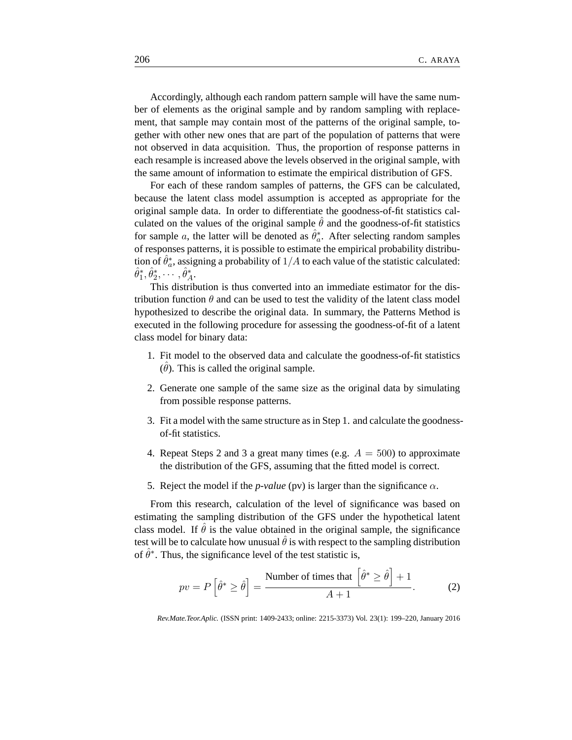Accordingly, although each random pattern sample will have the same number of elements as the original sample and by random sampling with replacement, that sample may contain most of the patterns of the original sample, together with other new ones that are part of the population of patterns that were not observed in data acquisition. Thus, the proportion of response patterns in each resample is increased above the levels observed in the original sample, with the same amount of information to estimate the empirical distribution of GFS.

For each of these random samples of patterns, the GFS can be calculated, because the latent class model assumption is accepted as appropriate for the original sample data. In order to differentiate the goodness-of-fit statistics calculated on the values of the original sample $\hat{\theta}$ and the goodness-of-fit statistics for sample $a$, the latter will be denoted as $\hat{\theta}^*_a$. After selecting random samples of responses patterns, it is possible to estimate the empirical probability distribution of $\hat{\theta}^*_a$, assigning a probability of $1/A$ to each value of the statistic calculated: $\hat{\theta}^*_1, \hat{\theta}^*_2, \cdots, \hat{\theta}^*_A$.

This distribution is thus converted into an immediate estimator for the distribution function $\theta$ and can be used to test the validity of the latent class model hypothesized to describe the original data. In summary, the Patterns Method is executed in the following procedure for assessing the goodness-of-fit of a latent class model for binary data:

1. Fit model to the observed data and calculate the goodness-of-fit statistics ($\hat{\theta}$). This is called the original sample.
2. Generate one sample of the same size as the original data by simulating from possible response patterns.
3. Fit a model with the same structure as in Step 1. and calculate the goodness-of-fit statistics.
4. Repeat Steps 2 and 3 a great many times (e.g. $A = 500$) to approximate the distribution of the GFS, assuming that the fitted model is correct.
5. Reject the model if the *p-value* (pv) is larger than the significance $\alpha$.

From this research, calculation of the level of significance was based on estimating the sampling distribution of the GFS under the hypothetical latent class model. If $\hat{\theta}$ is the value obtained in the original sample, the significance test will be to calculate how unusual $\hat{\theta}$ is with respect to the sampling distribution of $\hat{\theta}^*$. Thus, the significance level of the test statistic is,

$$pv = P\left[\hat{\theta}^* \geq \hat{\theta}\right] = \frac{\text{Number of times that } \left[\hat{\theta}^* \geq \hat{\theta}\right] + 1}{A + 1}. \tag{2}$$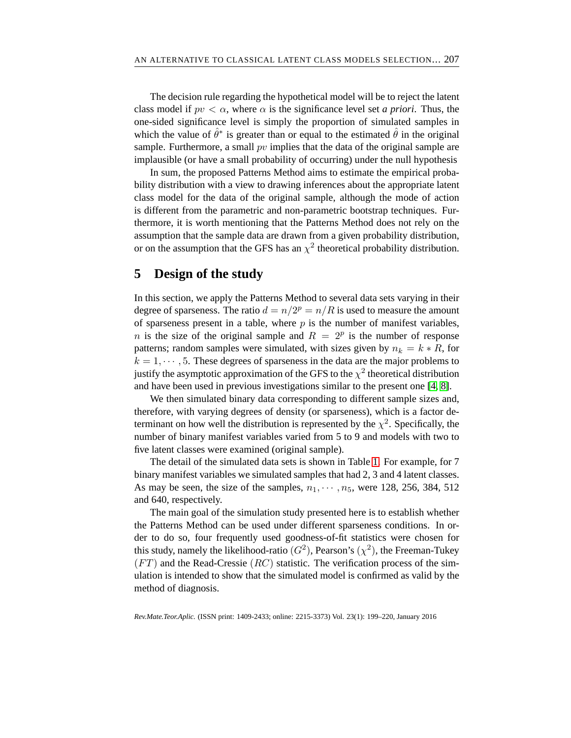The decision rule regarding the hypothetical model will be to reject the latent class model if $pv < \alpha$, where $\alpha$ is the significance level set *a priori*. Thus, the one-sided significance level is simply the proportion of simulated samples in which the value of $\hat{\theta}^*$ is greater than or equal to the estimated $\hat{\theta}$ in the original sample. Furthermore, a small $pv$ implies that the data of the original sample are implausible (or have a small probability of occurring) under the null hypothesis

In sum, the proposed Patterns Method aims to estimate the empirical probability distribution with a view to drawing inferences about the appropriate latent class model for the data of the original sample, although the mode of action is different from the parametric and non-parametric bootstrap techniques. Furthermore, it is worth mentioning that the Patterns Method does not rely on the assumption that the sample data are drawn from a given probability distribution, or on the assumption that the GFS has an $\chi^2$ theoretical probability distribution.

## 5 Design of the study

In this section, we apply the Patterns Method to several data sets varying in their degree of sparseness. The ratio $d = n/2^p = n/R$ is used to measure the amount of sparseness present in a table, where $p$ is the number of manifest variables, $n$ is the size of the original sample and $R = 2^p$ is the number of response patterns; random samples were simulated, with sizes given by $n_k = k * R$, for $k = 1, \cdots, 5$. These degrees of sparseness in the data are the major problems to justify the asymptotic approximation of the GFS to the $\chi^2$ theoretical distribution and have been used in previous investigations similar to the present one [4, 8].

We then simulated binary data corresponding to different sample sizes and, therefore, with varying degrees of density (or sparseness), which is a factor determinant on how well the distribution is represented by the $\chi^2$. Specifically, the number of binary manifest variables varied from 5 to 9 and models with two to five latent classes were examined (original sample).

The detail of the simulated data sets is shown in Table 1. For example, for 7 binary manifest variables we simulated samples that had 2, 3 and 4 latent classes. As may be seen, the size of the samples, $n_1, \cdots, n_5$, were 128, 256, 384, 512 and 640, respectively.

The main goal of the simulation study presented here is to establish whether the Patterns Method can be used under different sparseness conditions. In order to do so, four frequently used goodness-of-fit statistics were chosen for this study, namely the likelihood-ratio ($G^2$), Pearson's ($\chi^2$), the Freeman-Tukey ($FT$) and the Read-Cressie ($RC$) statistic. The verification process of the simulation is intended to show that the simulated model is confirmed as valid by the method of diagnosis.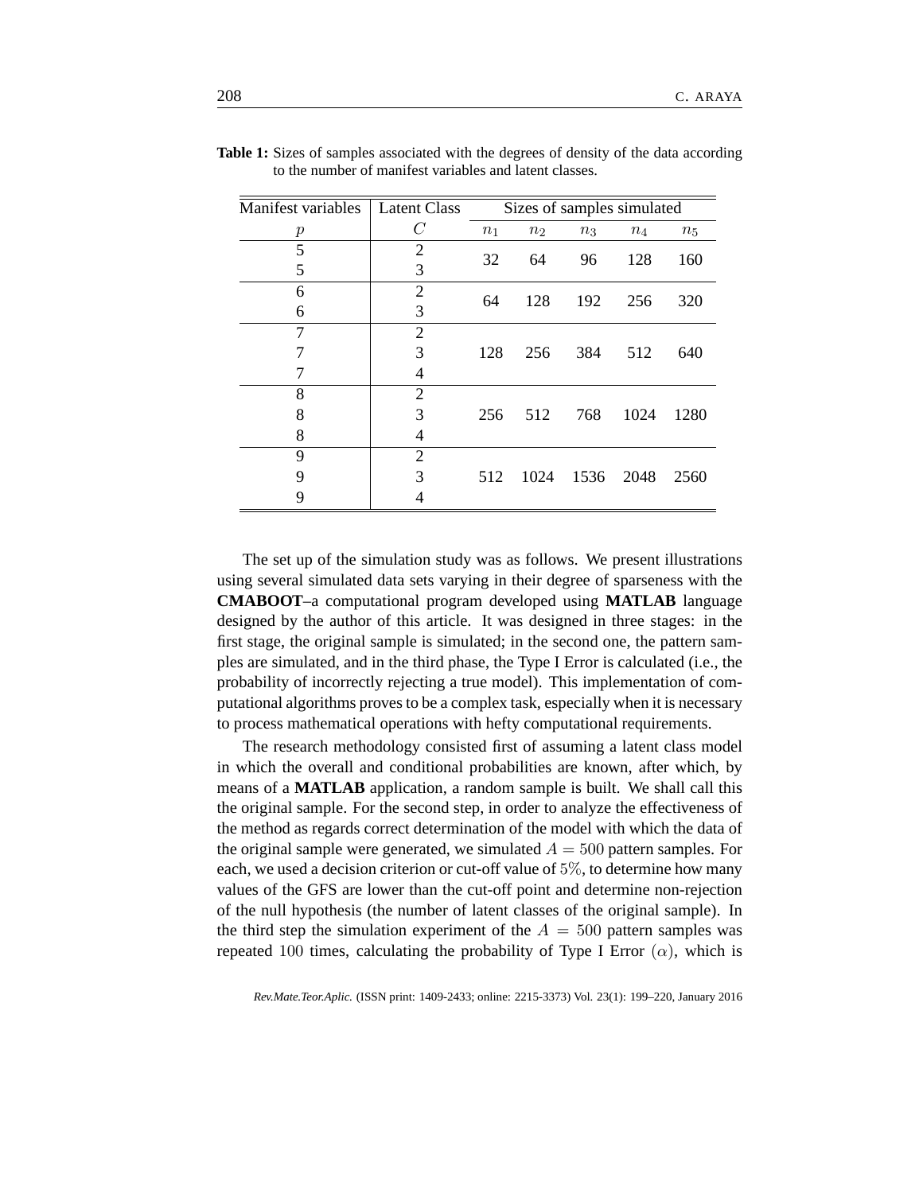**Table 1:** Sizes of samples associated with the degrees of density of the data according to the number of manifest variables and latent classes.

| Manifest variables | Latent Class | Sizes of samples simulated | | | | |
|---|---|---|---|---|---|---|
| $p$ | $C$ | $n_1$ | $n_2$ | $n_3$ | $n_4$ | $n_5$ |
| 5 | 2 | 32 | 64 | 96 | 128 | 160 |
| 5 | 3 | | | | | |
| 6 | 2 | 64 | 128 | 192 | 256 | 320 |
| 6 | 3 | | | | | |
| 7 | 2 | 128 | 256 | 384 | 512 | 640 |
| 7 | 3 | | | | | |
| 7 | 4 | | | | | |
| 8 | 2 | 256 | 512 | 768 | 1024 | 1280 |
| 8 | 3 | | | | | |
| 8 | 4 | | | | | |
| 9 | 2 | 512 | 1024 | 1536 | 2048 | 2560 |
| 9 | 3 | | | | | |
| 9 | 4 | | | | | |

The set up of the simulation study was as follows. We present illustrations using several simulated data sets varying in their degree of sparseness with the **CMABOOT**–a computational program developed using **MATLAB** language designed by the author of this article. It was designed in three stages: in the first stage, the original sample is simulated; in the second one, the pattern samples are simulated, and in the third phase, the Type I Error is calculated (i.e., the probability of incorrectly rejecting a true model). This implementation of computational algorithms proves to be a complex task, especially when it is necessary to process mathematical operations with hefty computational requirements.

The research methodology consisted first of assuming a latent class model in which the overall and conditional probabilities are known, after which, by means of a **MATLAB** application, a random sample is built. We shall call this the original sample. For the second step, in order to analyze the effectiveness of the method as regards correct determination of the model with which the data of the original sample were generated, we simulated $A = 500$ pattern samples. For each, we used a decision criterion or cut-off value of $5\%$, to determine how many values of the GFS are lower than the cut-off point and determine non-rejection of the null hypothesis (the number of latent classes of the original sample). In the third step the simulation experiment of the $A = 500$ pattern samples was repeated $100$ times, calculating the probability of Type I Error $(\alpha)$, which is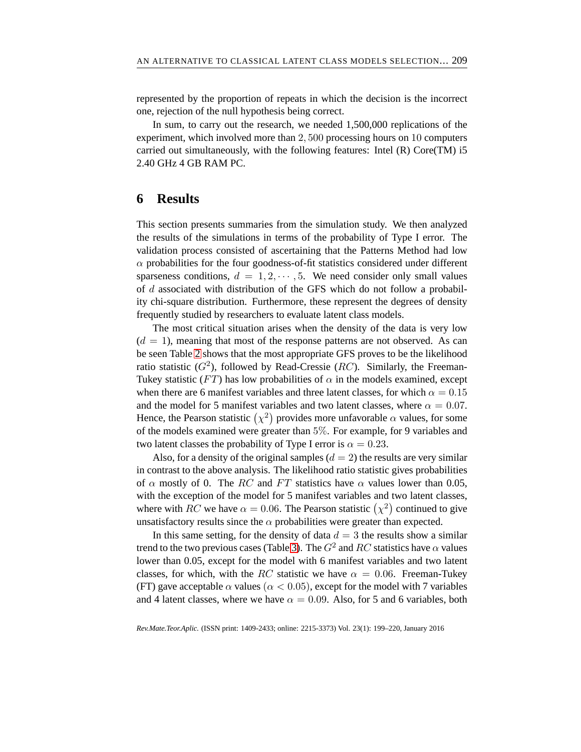represented by the proportion of repeats in which the decision is the incorrect one, rejection of the null hypothesis being correct.

In sum, to carry out the research, we needed 1,500,000 replications of the experiment, which involved more than $2,500$ processing hours on $10$ computers carried out simultaneously, with the following features: Intel (R) Core(TM) i5 2.40 GHz 4 GB RAM PC.

# 6 Results

This section presents summaries from the simulation study. We then analyzed the results of the simulations in terms of the probability of Type I error. The validation process consisted of ascertaining that the Patterns Method had low $\alpha$ probabilities for the four goodness-of-fit statistics considered under different sparseness conditions, $d = 1, 2, \cdots, 5$. We need consider only small values of $d$ associated with distribution of the GFS which do not follow a probability chi-square distribution. Furthermore, these represent the degrees of density frequently studied by researchers to evaluate latent class models.

The most critical situation arises when the density of the data is very low ($d = 1$), meaning that most of the response patterns are not observed. As can be seen Table 2 shows that the most appropriate GFS proves to be the likelihood ratio statistic ($G^2$), followed by Read-Cressie ($RC$). Similarly, the Freeman-Tukey statistic ($FT$) has low probabilities of $\alpha$ in the models examined, except when there are 6 manifest variables and three latent classes, for which $\alpha = 0.15$ and the model for 5 manifest variables and two latent classes, where $\alpha = 0.07$. Hence, the Pearson statistic $\left(\chi^2\right)$ provides more unfavorable $\alpha$ values, for some of the models examined were greater than $5\%$. For example, for 9 variables and two latent classes the probability of Type I error is $\alpha = 0.23$.

Also, for a density of the original samples ($d = 2$) the results are very similar in contrast to the above analysis. The likelihood ratio statistic gives probabilities of $\alpha$ mostly of 0. The $RC$ and $FT$ statistics have $\alpha$ values lower than 0.05, with the exception of the model for 5 manifest variables and two latent classes, where with $RC$ we have $\alpha = 0.06$. The Pearson statistic $\left(\chi^2\right)$ continued to give unsatisfactory results since the $\alpha$ probabilities were greater than expected.

In this same setting, for the density of data $d = 3$ the results show a similar trend to the two previous cases (Table 3). The $G^2$ and $RC$ statistics have $\alpha$ values lower than 0.05, except for the model with 6 manifest variables and two latent classes, for which, with the $RC$ statistic we have $\alpha = 0.06$. Freeman-Tukey (FT) gave acceptable $\alpha$ values ($\alpha < 0.05$), except for the model with 7 variables and 4 latent classes, where we have $\alpha = 0.09$. Also, for 5 and 6 variables, both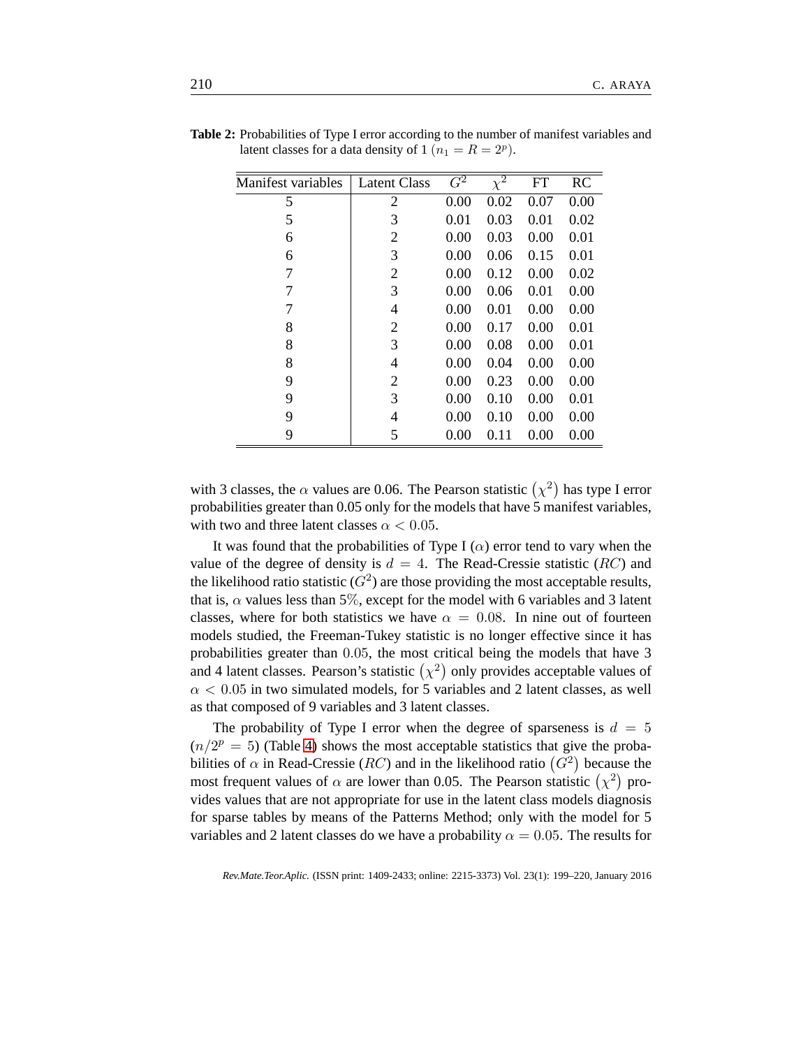**Table 2:** Probabilities of Type I error according to the number of manifest variables and latent classes for a data density of 1 ($n_1 = R = 2^p$).

| Manifest variables | Latent Class | $G^2$ | $\chi^2$ | FT | RC |
|---|---|---|---|---|---|
| 5 | 2 | 0.00 | 0.02 | 0.07 | 0.00 |
| 5 | 3 | 0.01 | 0.03 | 0.01 | 0.02 |
| 6 | 2 | 0.00 | 0.03 | 0.00 | 0.01 |
| 6 | 3 | 0.00 | 0.06 | 0.15 | 0.01 |
| 7 | 2 | 0.00 | 0.12 | 0.00 | 0.02 |
| 7 | 3 | 0.00 | 0.06 | 0.01 | 0.00 |
| 7 | 4 | 0.00 | 0.01 | 0.00 | 0.00 |
| 8 | 2 | 0.00 | 0.17 | 0.00 | 0.01 |
| 8 | 3 | 0.00 | 0.08 | 0.00 | 0.01 |
| 8 | 4 | 0.00 | 0.04 | 0.00 | 0.00 |
| 9 | 2 | 0.00 | 0.23 | 0.00 | 0.00 |
| 9 | 3 | 0.00 | 0.10 | 0.00 | 0.01 |
| 9 | 4 | 0.00 | 0.10 | 0.00 | 0.00 |
| 9 | 5 | 0.00 | 0.11 | 0.00 | 0.00 |

with 3 classes, the $\alpha$ values are 0.06. The Pearson statistic $\left(\chi^2\right)$ has type I error probabilities greater than 0.05 only for the models that have 5 manifest variables, with two and three latent classes $\alpha < 0.05$.

It was found that the probabilities of Type I ($\alpha$) error tend to vary when the value of the degree of density is $d = 4$. The Read-Cressie statistic ($RC$) and the likelihood ratio statistic ($G^2$) are those providing the most acceptable results, that is, $\alpha$ values less than $5\%$, except for the model with 6 variables and 3 latent classes, where for both statistics we have $\alpha = 0.08$. In nine out of fourteen models studied, the Freeman-Tukey statistic is no longer effective since it has probabilities greater than $0.05$, the most critical being the models that have 3 and 4 latent classes. Pearson's statistic $\left(\chi^2\right)$ only provides acceptable values of $\alpha < 0.05$ in two simulated models, for 5 variables and 2 latent classes, as well as that composed of 9 variables and 3 latent classes.

The probability of Type I error when the degree of sparseness is $d = 5$ ($n/2^p = 5$) (Table 4) shows the most acceptable statistics that give the probabilities of $\alpha$ in Read-Cressie ($RC$) and in the likelihood ratio $\left(G^2\right)$ because the most frequent values of $\alpha$ are lower than 0.05. The Pearson statistic $\left(\chi^2\right)$ provides values that are not appropriate for use in the latent class models diagnosis for sparse tables by means of the Patterns Method; only with the model for 5 variables and 2 latent classes do we have a probability $\alpha = 0.05$. The results for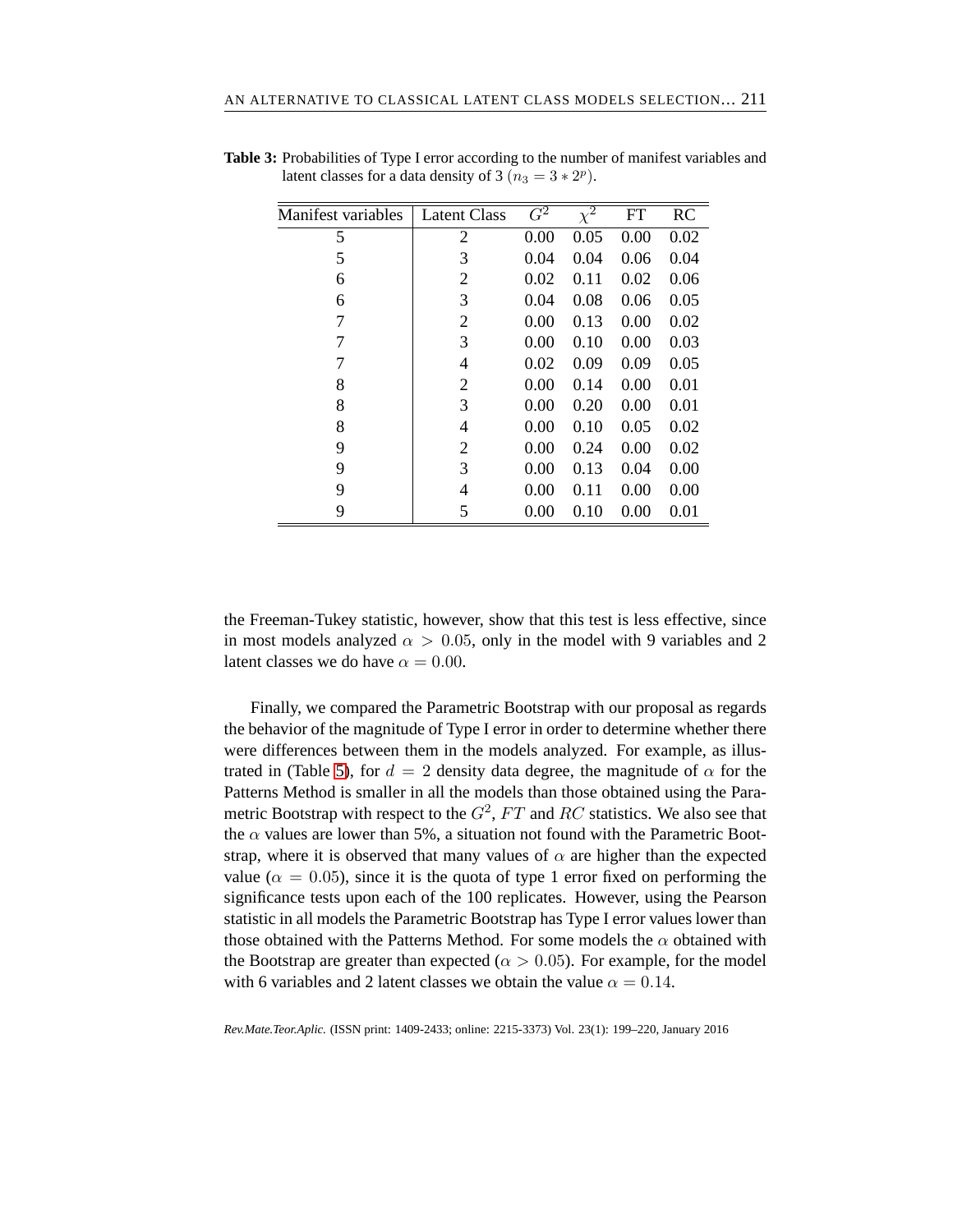**Table 3:** Probabilities of Type I error according to the number of manifest variables and latent classes for a data density of 3 ($n_3 = 3 * 2^p$).

| Manifest variables | Latent Class | $G^2$ | $\chi^2$ | FT | RC |
|---|---|---|---|---|---|
| 5 | 2 | 0.00 | 0.05 | 0.00 | 0.02 |
| 5 | 3 | 0.04 | 0.04 | 0.06 | 0.04 |
| 6 | 2 | 0.02 | 0.11 | 0.02 | 0.06 |
| 6 | 3 | 0.04 | 0.08 | 0.06 | 0.05 |
| 7 | 2 | 0.00 | 0.13 | 0.00 | 0.02 |
| 7 | 3 | 0.00 | 0.10 | 0.00 | 0.03 |
| 7 | 4 | 0.02 | 0.09 | 0.09 | 0.05 |
| 8 | 2 | 0.00 | 0.14 | 0.00 | 0.01 |
| 8 | 3 | 0.00 | 0.20 | 0.00 | 0.01 |
| 8 | 4 | 0.00 | 0.10 | 0.05 | 0.02 |
| 9 | 2 | 0.00 | 0.24 | 0.00 | 0.02 |
| 9 | 3 | 0.00 | 0.13 | 0.04 | 0.00 |
| 9 | 4 | 0.00 | 0.11 | 0.00 | 0.00 |
| 9 | 5 | 0.00 | 0.10 | 0.00 | 0.01 |

the Freeman-Tukey statistic, however, show that this test is less effective, since in most models analyzed $\alpha > 0.05$, only in the model with 9 variables and 2 latent classes we do have $\alpha = 0.00$.

Finally, we compared the Parametric Bootstrap with our proposal as regards the behavior of the magnitude of Type I error in order to determine whether there were differences between them in the models analyzed. For example, as illustrated in (Table 5), for $d = 2$ density data degree, the magnitude of $\alpha$ for the Patterns Method is smaller in all the models than those obtained using the Parametric Bootstrap with respect to the $G^2$, $FT$ and $RC$ statistics. We also see that the $\alpha$ values are lower than 5%, a situation not found with the Parametric Bootstrap, where it is observed that many values of $\alpha$ are higher than the expected value ($\alpha = 0.05$), since it is the quota of type 1 error fixed on performing the significance tests upon each of the 100 replicates. However, using the Pearson statistic in all models the Parametric Bootstrap has Type I error values lower than those obtained with the Patterns Method. For some models the $\alpha$ obtained with the Bootstrap are greater than expected ($\alpha > 0.05$). For example, for the model with 6 variables and 2 latent classes we obtain the value $\alpha = 0.14$.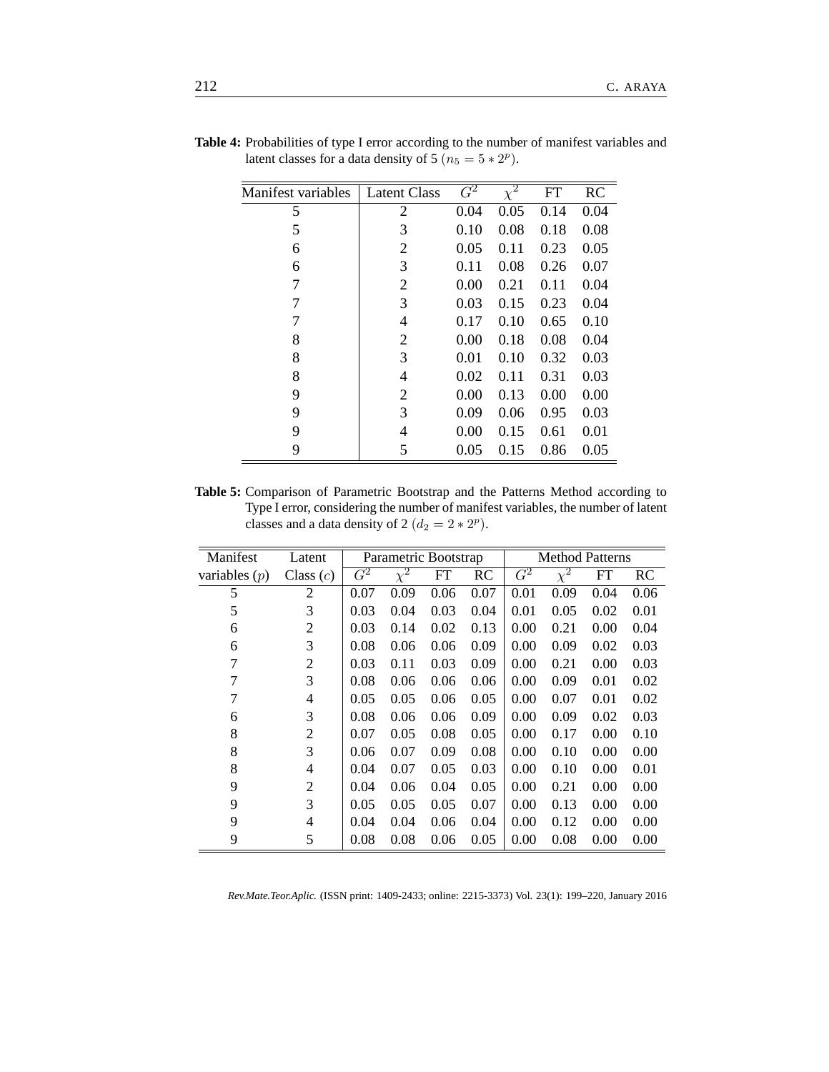**Table 4:** Probabilities of type I error according to the number of manifest variables and latent classes for a data density of 5 ($n_5 = 5 * 2^p$).

| Manifest variables | Latent Class | $G^2$ | $\chi^2$ | FT | RC |
|---|---|---|---|---|---|
| 5 | 2 | 0.04 | 0.05 | 0.14 | 0.04 |
| 5 | 3 | 0.10 | 0.08 | 0.18 | 0.08 |
| 6 | 2 | 0.05 | 0.11 | 0.23 | 0.05 |
| 6 | 3 | 0.11 | 0.08 | 0.26 | 0.07 |
| 7 | 2 | 0.00 | 0.21 | 0.11 | 0.04 |
| 7 | 3 | 0.03 | 0.15 | 0.23 | 0.04 |
| 7 | 4 | 0.17 | 0.10 | 0.65 | 0.10 |
| 8 | 2 | 0.00 | 0.18 | 0.08 | 0.04 |
| 8 | 3 | 0.01 | 0.10 | 0.32 | 0.03 |
| 8 | 4 | 0.02 | 0.11 | 0.31 | 0.03 |
| 9 | 2 | 0.00 | 0.13 | 0.00 | 0.00 |
| 9 | 3 | 0.09 | 0.06 | 0.95 | 0.03 |
| 9 | 4 | 0.00 | 0.15 | 0.61 | 0.01 |
| 9 | 5 | 0.05 | 0.15 | 0.86 | 0.05 |

**Table 5:** Comparison of Parametric Bootstrap and the Patterns Method according to Type I error, considering the number of manifest variables, the number of latent classes and a data density of 2 ($d_2 = 2 * 2^p$).

| Manifest | Latent | Parametric Bootstrap | | | | Method Patterns | | | |
|---|---|---|---|---|---|---|---|---|---|
| variables ($p$) | Class ($c$) | $G^2$ | $\chi^2$ | FT | RC | $G^2$ | $\chi^2$ | FT | RC |
| 5 | 2 | 0.07 | 0.09 | 0.06 | 0.07 | 0.01 | 0.09 | 0.04 | 0.06 |
| 5 | 3 | 0.03 | 0.04 | 0.03 | 0.04 | 0.01 | 0.05 | 0.02 | 0.01 |
| 6 | 2 | 0.03 | 0.14 | 0.02 | 0.13 | 0.00 | 0.21 | 0.00 | 0.04 |
| 6 | 3 | 0.08 | 0.06 | 0.06 | 0.09 | 0.00 | 0.09 | 0.02 | 0.03 |
| 7 | 2 | 0.03 | 0.11 | 0.03 | 0.09 | 0.00 | 0.21 | 0.00 | 0.03 |
| 7 | 3 | 0.08 | 0.06 | 0.06 | 0.06 | 0.00 | 0.09 | 0.01 | 0.02 |
| 7 | 4 | 0.05 | 0.05 | 0.06 | 0.05 | 0.00 | 0.07 | 0.01 | 0.02 |
| 6 | 3 | 0.08 | 0.06 | 0.06 | 0.09 | 0.00 | 0.09 | 0.02 | 0.03 |
| 8 | 2 | 0.07 | 0.05 | 0.08 | 0.05 | 0.00 | 0.17 | 0.00 | 0.10 |
| 8 | 3 | 0.06 | 0.07 | 0.09 | 0.08 | 0.00 | 0.10 | 0.00 | 0.00 |
| 8 | 4 | 0.04 | 0.07 | 0.05 | 0.03 | 0.00 | 0.10 | 0.00 | 0.01 |
| 9 | 2 | 0.04 | 0.06 | 0.04 | 0.05 | 0.00 | 0.21 | 0.00 | 0.00 |
| 9 | 3 | 0.05 | 0.05 | 0.05 | 0.07 | 0.00 | 0.13 | 0.00 | 0.00 |
| 9 | 4 | 0.04 | 0.04 | 0.06 | 0.04 | 0.00 | 0.12 | 0.00 | 0.00 |
| 9 | 5 | 0.08 | 0.08 | 0.06 | 0.05 | 0.00 | 0.08 | 0.00 | 0.00 |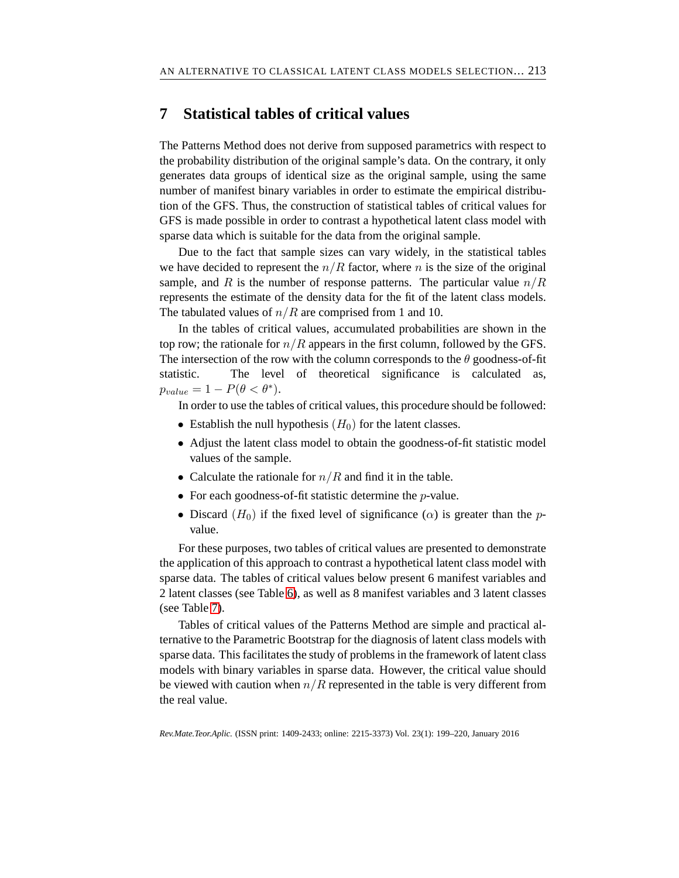## 7 Statistical tables of critical values

The Patterns Method does not derive from supposed parametrics with respect to the probability distribution of the original sample's data. On the contrary, it only generates data groups of identical size as the original sample, using the same number of manifest binary variables in order to estimate the empirical distribution of the GFS. Thus, the construction of statistical tables of critical values for GFS is made possible in order to contrast a hypothetical latent class model with sparse data which is suitable for the data from the original sample.

Due to the fact that sample sizes can vary widely, in the statistical tables we have decided to represent the $n/R$ factor, where $n$ is the size of the original sample, and $R$ is the number of response patterns. The particular value $n/R$ represents the estimate of the density data for the fit of the latent class models. The tabulated values of $n/R$ are comprised from 1 and 10.

In the tables of critical values, accumulated probabilities are shown in the top row; the rationale for $n/R$ appears in the first column, followed by the GFS. The intersection of the row with the column corresponds to the $\theta$ goodness-of-fit statistic. The level of theoretical significance is calculated as, $p_{value} = 1 - P(\theta < \theta^*)$.

In order to use the tables of critical values, this procedure should be followed:

- Establish the null hypothesis $(H_0)$ for the latent classes.
- Adjust the latent class model to obtain the goodness-of-fit statistic model values of the sample.
- Calculate the rationale for $n/R$ and find it in the table.
- For each goodness-of-fit statistic determine the $p$-value.
- Discard $(H_0)$ if the fixed level of significance $(\alpha)$ is greater than the $p$-value.

For these purposes, two tables of critical values are presented to demonstrate the application of this approach to contrast a hypothetical latent class model with sparse data. The tables of critical values below present 6 manifest variables and 2 latent classes (see Table 6), as well as 8 manifest variables and 3 latent classes (see Table 7).

Tables of critical values of the Patterns Method are simple and practical alternative to the Parametric Bootstrap for the diagnosis of latent class models with sparse data. This facilitates the study of problems in the framework of latent class models with binary variables in sparse data. However, the critical value should be viewed with caution when $n/R$ represented in the table is very different from the real value.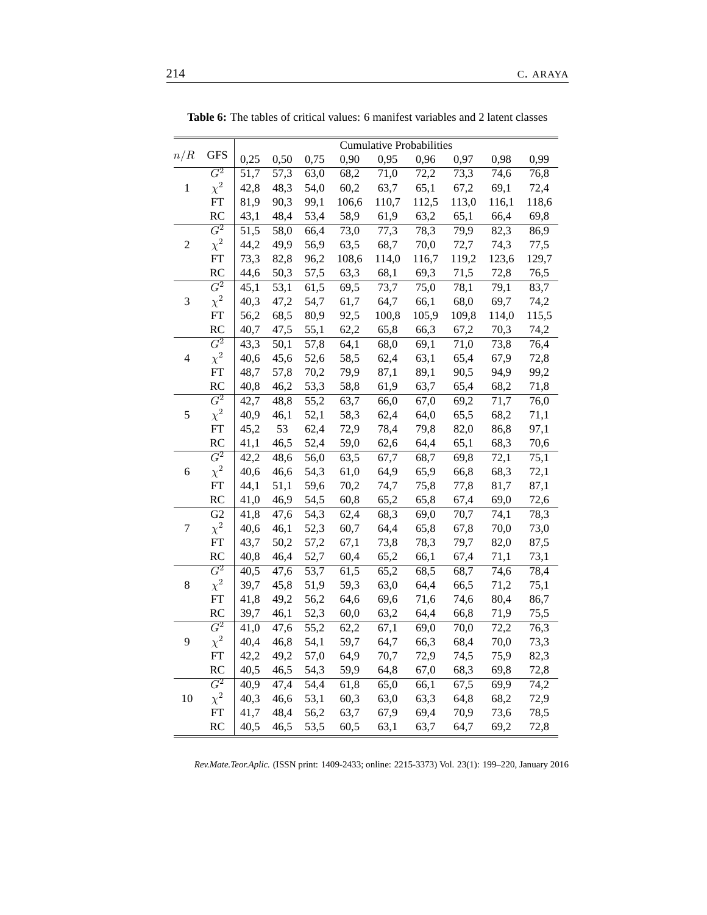**Table 6:** The tables of critical values: 6 manifest variables and 2 latent classes

| $n/R$ | GFS | Cumulative Probabilities | | | | | | | | |
|---|---|---|---|---|---|---|---|---|---|---|
| | | 0,25 | 0,50 | 0,75 | 0,90 | 0,95 | 0,96 | 0,97 | 0,98 | 0,99 |
| 1 | $G^2$ | 51,7 | 57,3 | 63,0 | 68,2 | 71,0 | 72,2 | 73,3 | 74,6 | 76,8 |
| | $\chi^2$ | 42,8 | 48,3 | 54,0 | 60,2 | 63,7 | 65,1 | 67,2 | 69,1 | 72,4 |
| | FT | 81,9 | 90,3 | 99,1 | 106,6 | 110,7 | 112,5 | 113,0 | 116,1 | 118,6 |
| | RC | 43,1 | 48,4 | 53,4 | 58,9 | 61,9 | 63,2 | 65,1 | 66,4 | 69,8 |
| 2 | $G^2$ | 51,5 | 58,0 | 66,4 | 73,0 | 77,3 | 78,3 | 79,9 | 82,3 | 86,9 |
| | $\chi^2$ | 44,2 | 49,9 | 56,9 | 63,5 | 68,7 | 70,0 | 72,7 | 74,3 | 77,5 |
| | FT | 73,3 | 82,8 | 96,2 | 108,6 | 114,0 | 116,7 | 119,2 | 123,6 | 129,7 |
| | RC | 44,6 | 50,3 | 57,5 | 63,3 | 68,1 | 69,3 | 71,5 | 72,8 | 76,5 |
| 3 | $G^2$ | 45,1 | 53,1 | 61,5 | 69,5 | 73,7 | 75,0 | 78,1 | 79,1 | 83,7 |
| | $\chi^2$ | 40,3 | 47,2 | 54,7 | 61,7 | 64,7 | 66,1 | 68,0 | 69,7 | 74,2 |
| | FT | 56,2 | 68,5 | 80,9 | 92,5 | 100,8 | 105,9 | 109,8 | 114,0 | 115,5 |
| | RC | 40,7 | 47,5 | 55,1 | 62,2 | 65,8 | 66,3 | 67,2 | 70,3 | 74,2 |
| 4 | $G^2$ | 43,3 | 50,1 | 57,8 | 64,1 | 68,0 | 69,1 | 71,0 | 73,8 | 76,4 |
| | $\chi^2$ | 40,6 | 45,6 | 52,6 | 58,5 | 62,4 | 63,1 | 65,4 | 67,9 | 72,8 |
| | FT | 48,7 | 57,8 | 70,2 | 79,9 | 87,1 | 89,1 | 90,5 | 94,9 | 99,2 |
| | RC | 40,8 | 46,2 | 53,3 | 58,8 | 61,9 | 63,7 | 65,4 | 68,2 | 71,8 |
| 5 | $G^2$ | 42,7 | 48,8 | 55,2 | 63,7 | 66,0 | 67,0 | 69,2 | 71,7 | 76,0 |
| | $\chi^2$ | 40,9 | 46,1 | 52,1 | 58,3 | 62,4 | 64,0 | 65,5 | 68,2 | 71,1 |
| | FT | 45,2 | 53 | 62,4 | 72,9 | 78,4 | 79,8 | 82,0 | 86,8 | 97,1 |
| | RC | 41,1 | 46,5 | 52,4 | 59,0 | 62,6 | 64,4 | 65,1 | 68,3 | 70,6 |
| 6 | $G^2$ | 42,2 | 48,6 | 56,0 | 63,5 | 67,7 | 68,7 | 69,8 | 72,1 | 75,1 |
| | $\chi^2$ | 40,6 | 46,6 | 54,3 | 61,0 | 64,9 | 65,9 | 66,8 | 68,3 | 72,1 |
| | FT | 44,1 | 51,1 | 59,6 | 70,2 | 74,7 | 75,8 | 77,8 | 81,7 | 87,1 |
| | RC | 41,0 | 46,9 | 54,5 | 60,8 | 65,2 | 65,8 | 67,4 | 69,0 | 72,6 |
| 7 | G2 | 41,8 | 47,6 | 54,3 | 62,4 | 68,3 | 69,0 | 70,7 | 74,1 | 78,3 |
| | $\chi^2$ | 40,6 | 46,1 | 52,3 | 60,7 | 64,4 | 65,8 | 67,8 | 70,0 | 73,0 |
| | FT | 43,7 | 50,2 | 57,2 | 67,1 | 73,8 | 78,3 | 79,7 | 82,0 | 87,5 |
| | RC | 40,8 | 46,4 | 52,7 | 60,4 | 65,2 | 66,1 | 67,4 | 71,1 | 73,1 |
| 8 | $G^2$ | 40,5 | 47,6 | 53,7 | 61,5 | 65,2 | 68,5 | 68,7 | 74,6 | 78,4 |
| | $\chi^2$ | 39,7 | 45,8 | 51,9 | 59,3 | 63,0 | 64,4 | 66,5 | 71,2 | 75,1 |
| | FT | 41,8 | 49,2 | 56,2 | 64,6 | 69,6 | 71,6 | 74,6 | 80,4 | 86,7 |
| | RC | 39,7 | 46,1 | 52,3 | 60,0 | 63,2 | 64,4 | 66,8 | 71,9 | 75,5 |
| 9 | $G^2$ | 41,0 | 47,6 | 55,2 | 62,2 | 67,1 | 69,0 | 70,0 | 72,2 | 76,3 |
| | $\chi^2$ | 40,4 | 46,8 | 54,1 | 59,7 | 64,7 | 66,3 | 68,4 | 70,0 | 73,3 |
| | FT | 42,2 | 49,2 | 57,0 | 64,9 | 70,7 | 72,9 | 74,5 | 75,9 | 82,3 |
| | RC | 40,5 | 46,5 | 54,3 | 59,9 | 64,8 | 67,0 | 68,3 | 69,8 | 72,8 |
| 10 | $G^2$ | 40,9 | 47,4 | 54,4 | 61,8 | 65,0 | 66,1 | 67,5 | 69,9 | 74,2 |
| | $\chi^2$ | 40,3 | 46,6 | 53,1 | 60,3 | 63,0 | 63,3 | 64,8 | 68,2 | 72,9 |
| | FT | 41,7 | 48,4 | 56,2 | 63,7 | 67,9 | 69,4 | 70,9 | 73,6 | 78,5 |
| | RC | 40,5 | 46,5 | 53,5 | 60,5 | 63,1 | 63,7 | 64,7 | 69,2 | 72,8 |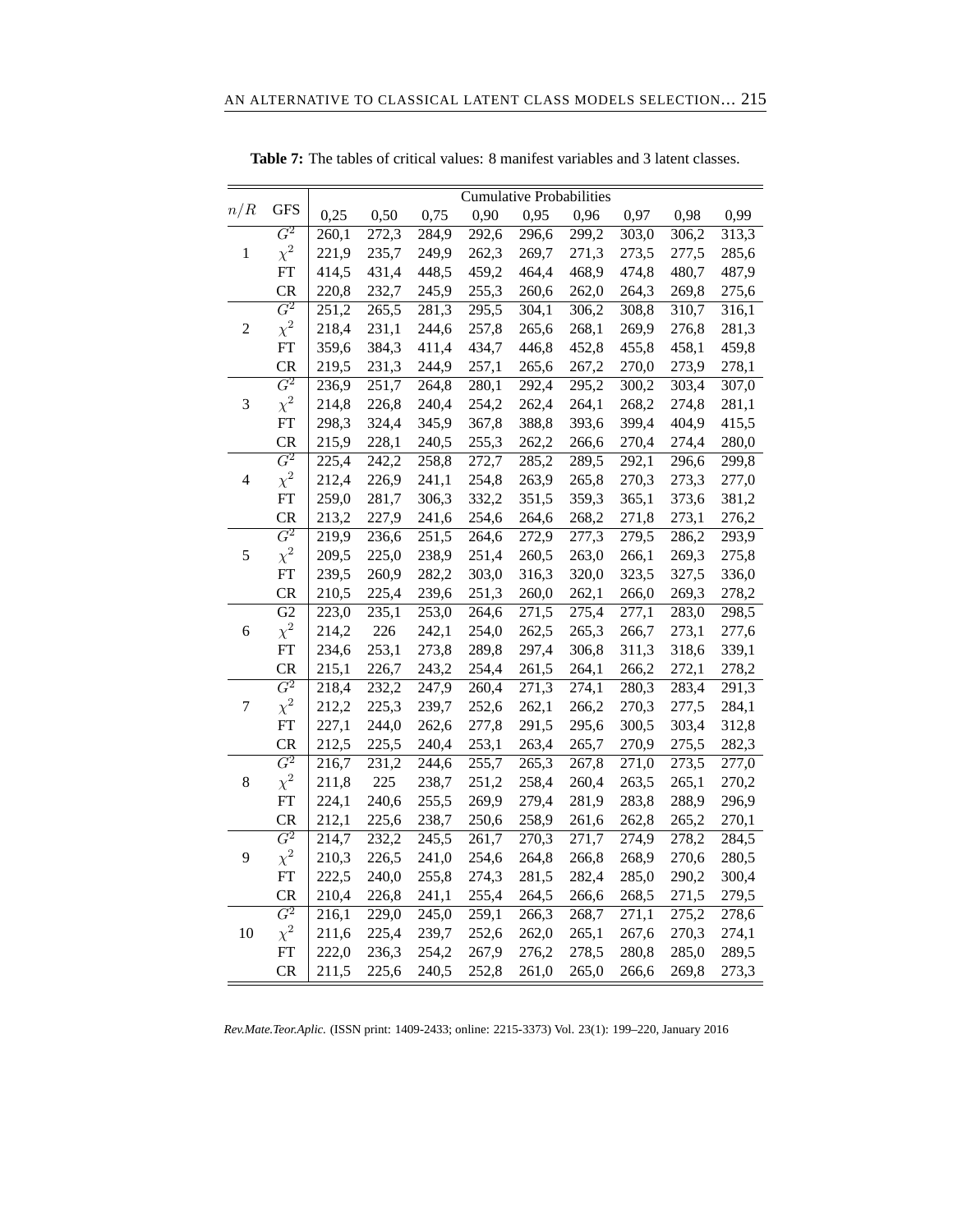**Table 7:** The tables of critical values: 8 manifest variables and 3 latent classes.

| $n/R$ | GFS | Cumulative Probabilities | | | | | | | | |
|---|---|---|---|---|---|---|---|---|---|---|
| | | 0,25 | 0,50 | 0,75 | 0,90 | 0,95 | 0,96 | 0,97 | 0,98 | 0,99 |
| 1 | $G^2$ | 260,1 | 272,3 | 284,9 | 292,6 | 296,6 | 299,2 | 303,0 | 306,2 | 313,3 |
| | $\chi^2$ | 221,9 | 235,7 | 249,9 | 262,3 | 269,7 | 271,3 | 273,5 | 277,5 | 285,6 |
| | FT | 414,5 | 431,4 | 448,5 | 459,2 | 464,4 | 468,9 | 474,8 | 480,7 | 487,9 |
| | CR | 220,8 | 232,7 | 245,9 | 255,3 | 260,6 | 262,0 | 264,3 | 269,8 | 275,6 |
| 2 | $G^2$ | 251,2 | 265,5 | 281,3 | 295,5 | 304,1 | 306,2 | 308,8 | 310,7 | 316,1 |
| | $\chi^2$ | 218,4 | 231,1 | 244,6 | 257,8 | 265,6 | 268,1 | 269,9 | 276,8 | 281,3 |
| | FT | 359,6 | 384,3 | 411,4 | 434,7 | 446,8 | 452,8 | 455,8 | 458,1 | 459,8 |
| | CR | 219,5 | 231,3 | 244,9 | 257,1 | 265,6 | 267,2 | 270,0 | 273,9 | 278,1 |
| 3 | $G^2$ | 236,9 | 251,7 | 264,8 | 280,1 | 292,4 | 295,2 | 300,2 | 303,4 | 307,0 |
| | $\chi^2$ | 214,8 | 226,8 | 240,4 | 254,2 | 262,4 | 264,1 | 268,2 | 274,8 | 281,1 |
| | FT | 298,3 | 324,4 | 345,9 | 367,8 | 388,8 | 393,6 | 399,4 | 404,9 | 415,5 |
| | CR | 215,9 | 228,1 | 240,5 | 255,3 | 262,2 | 266,6 | 270,4 | 274,4 | 280,0 |
| 4 | $G^2$ | 225,4 | 242,2 | 258,8 | 272,7 | 285,2 | 289,5 | 292,1 | 296,6 | 299,8 |
| | $\chi^2$ | 212,4 | 226,9 | 241,1 | 254,8 | 263,9 | 265,8 | 270,3 | 273,3 | 277,0 |
| | FT | 259,0 | 281,7 | 306,3 | 332,2 | 351,5 | 359,3 | 365,1 | 373,6 | 381,2 |
| | CR | 213,2 | 227,9 | 241,6 | 254,6 | 264,6 | 268,2 | 271,8 | 273,1 | 276,2 |
| 5 | $G^2$ | 219,9 | 236,6 | 251,5 | 264,6 | 272,9 | 277,3 | 279,5 | 286,2 | 293,9 |
| | $\chi^2$ | 209,5 | 225,0 | 238,9 | 251,4 | 260,5 | 263,0 | 266,1 | 269,3 | 275,8 |
| | FT | 239,5 | 260,9 | 282,2 | 303,0 | 316,3 | 320,0 | 323,5 | 327,5 | 336,0 |
| | CR | 210,5 | 225,4 | 239,6 | 251,3 | 260,0 | 262,1 | 266,0 | 269,3 | 278,2 |
| 6 | G2 | 223,0 | 235,1 | 253,0 | 264,6 | 271,5 | 275,4 | 277,1 | 283,0 | 298,5 |
| | $\chi^2$ | 214,2 | 226 | 242,1 | 254,0 | 262,5 | 265,3 | 266,7 | 273,1 | 277,6 |
| | FT | 234,6 | 253,1 | 273,8 | 289,8 | 297,4 | 306,8 | 311,3 | 318,6 | 339,1 |
| | CR | 215,1 | 226,7 | 243,2 | 254,4 | 261,5 | 264,1 | 266,2 | 272,1 | 278,2 |
| 7 | $G^2$ | 218,4 | 232,2 | 247,9 | 260,4 | 271,3 | 274,1 | 280,3 | 283,4 | 291,3 |
| | $\chi^2$ | 212,2 | 225,3 | 239,7 | 252,6 | 262,1 | 266,2 | 270,3 | 277,5 | 284,1 |
| | FT | 227,1 | 244,0 | 262,6 | 277,8 | 291,5 | 295,6 | 300,5 | 303,4 | 312,8 |
| | CR | 212,5 | 225,5 | 240,4 | 253,1 | 263,4 | 265,7 | 270,9 | 275,5 | 282,3 |
| 8 | $G^2$ | 216,7 | 231,2 | 244,6 | 255,7 | 265,3 | 267,8 | 271,0 | 273,5 | 277,0 |
| | $\chi^2$ | 211,8 | 225 | 238,7 | 251,2 | 258,4 | 260,4 | 263,5 | 265,1 | 270,2 |
| | FT | 224,1 | 240,6 | 255,5 | 269,9 | 279,4 | 281,9 | 283,8 | 288,9 | 296,9 |
| | CR | 212,1 | 225,6 | 238,7 | 250,6 | 258,9 | 261,6 | 262,8 | 265,2 | 270,1 |
| 9 | $G^2$ | 214,7 | 232,2 | 245,5 | 261,7 | 270,3 | 271,7 | 274,9 | 278,2 | 284,5 |
| | $\chi^2$ | 210,3 | 226,5 | 241,0 | 254,6 | 264,8 | 266,8 | 268,9 | 270,6 | 280,5 |
| | FT | 222,5 | 240,0 | 255,8 | 274,3 | 281,5 | 282,4 | 285,0 | 290,2 | 300,4 |
| | CR | 210,4 | 226,8 | 241,1 | 255,4 | 264,5 | 266,6 | 268,5 | 271,5 | 279,5 |
| 10 | $G^2$ | 216,1 | 229,0 | 245,0 | 259,1 | 266,3 | 268,7 | 271,1 | 275,2 | 278,6 |
| | $\chi^2$ | 211,6 | 225,4 | 239,7 | 252,6 | 262,0 | 265,1 | 267,6 | 270,3 | 274,1 |
| | FT | 222,0 | 236,3 | 254,2 | 267,9 | 276,2 | 278,5 | 280,8 | 285,0 | 289,5 |
| | CR | 211,5 | 225,6 | 240,5 | 252,8 | 261,0 | 265,0 | 266,6 | 269,8 | 273,3 |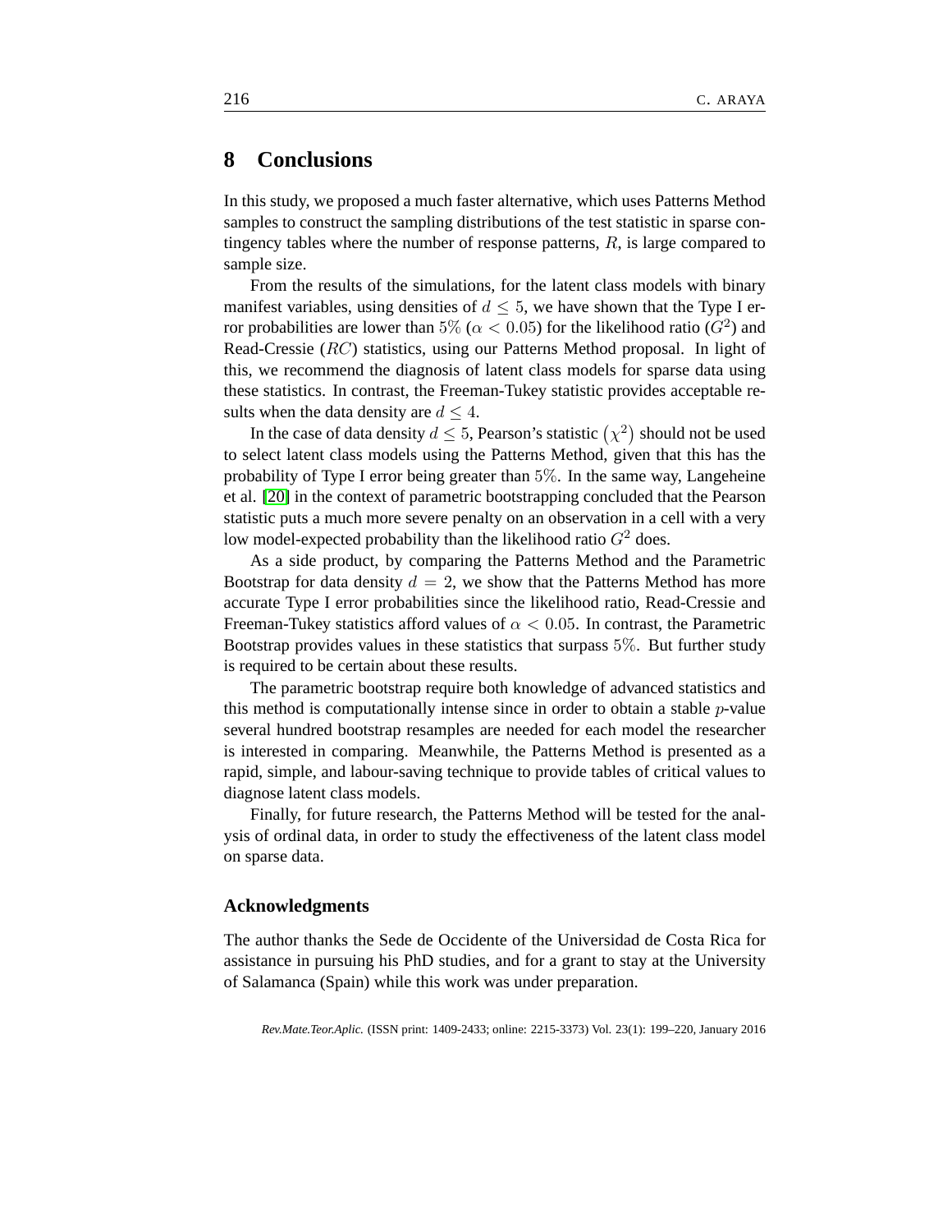## 8 Conclusions

In this study, we proposed a much faster alternative, which uses Patterns Method samples to construct the sampling distributions of the test statistic in sparse contingency tables where the number of response patterns, $R$, is large compared to sample size.

From the results of the simulations, for the latent class models with binary manifest variables, using densities of $d \leq 5$, we have shown that the Type I error probabilities are lower than $5\%$ ($\alpha < 0.05$) for the likelihood ratio ($G^2$) and Read-Cressie ($RC$) statistics, using our Patterns Method proposal. In light of this, we recommend the diagnosis of latent class models for sparse data using these statistics. In contrast, the Freeman-Tukey statistic provides acceptable results when the data density are $d \leq 4$.

In the case of data density $d \leq 5$, Pearson's statistic $\left(\chi^2\right)$ should not be used to select latent class models using the Patterns Method, given that this has the probability of Type I error being greater than $5\%$. In the same way, Langeheine et al. [20] in the context of parametric bootstrapping concluded that the Pearson statistic puts a much more severe penalty on an observation in a cell with a very low model-expected probability than the likelihood ratio $G^2$ does.

As a side product, by comparing the Patterns Method and the Parametric Bootstrap for data density $d = 2$, we show that the Patterns Method has more accurate Type I error probabilities since the likelihood ratio, Read-Cressie and Freeman-Tukey statistics afford values of $\alpha < 0.05$. In contrast, the Parametric Bootstrap provides values in these statistics that surpass $5\%$. But further study is required to be certain about these results.

The parametric bootstrap require both knowledge of advanced statistics and this method is computationally intense since in order to obtain a stable $p$-value several hundred bootstrap resamples are needed for each model the researcher is interested in comparing. Meanwhile, the Patterns Method is presented as a rapid, simple, and labour-saving technique to provide tables of critical values to diagnose latent class models.

Finally, for future research, the Patterns Method will be tested for the analysis of ordinal data, in order to study the effectiveness of the latent class model on sparse data.

### Acknowledgments

The author thanks the Sede de Occidente of the Universidad de Costa Rica for assistance in pursuing his PhD studies, and for a grant to stay at the University of Salamanca (Spain) while this work was under preparation.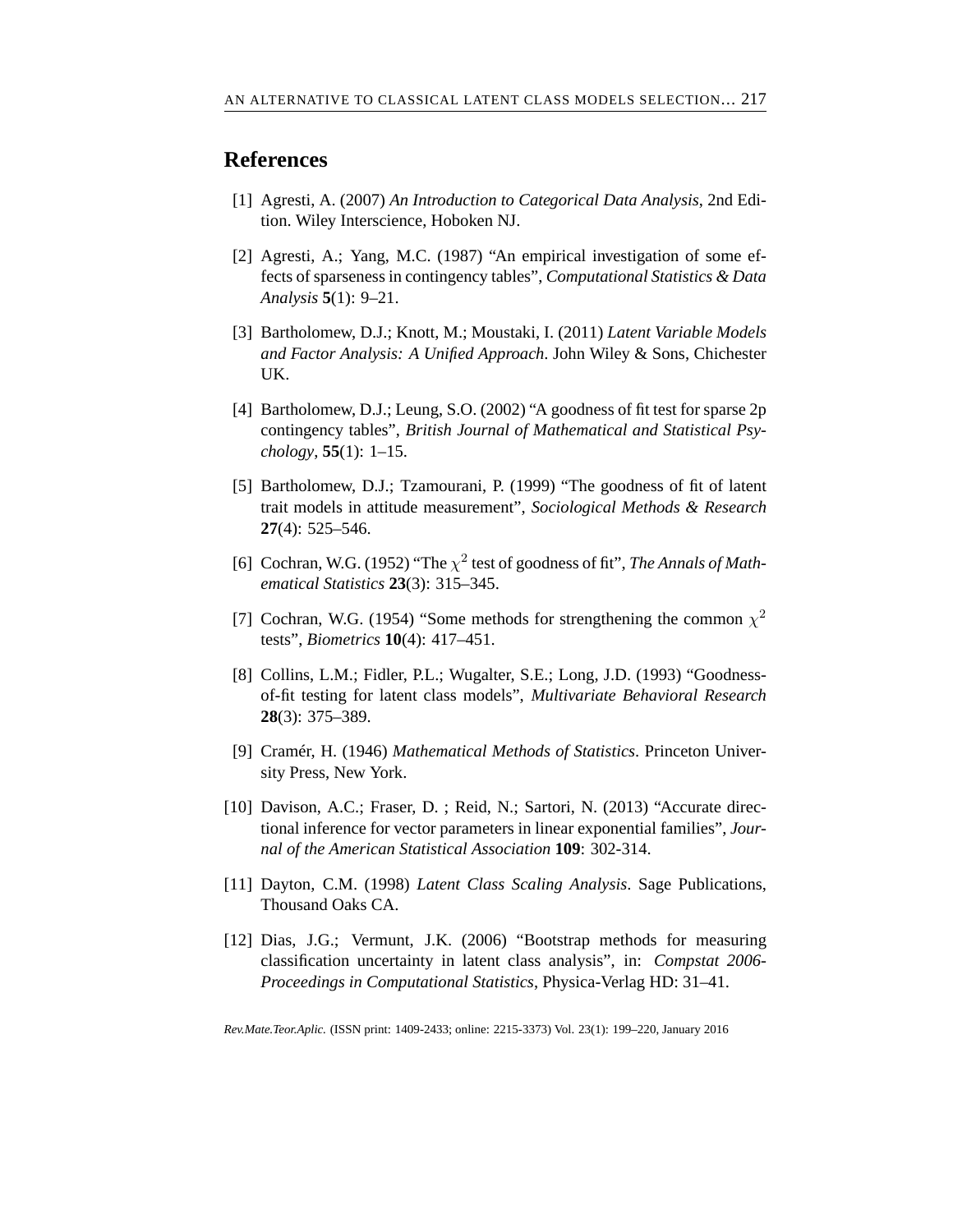## References

[1] Agresti, A. (2007) *An Introduction to Categorical Data Analysis*, 2nd Edition. Wiley Interscience, Hoboken NJ.

[2] Agresti, A.; Yang, M.C. (1987) "An empirical investigation of some effects of sparseness in contingency tables", *Computational Statistics & Data Analysis* **5**(1): 9–21.

[3] Bartholomew, D.J.; Knott, M.; Moustaki, I. (2011) *Latent Variable Models and Factor Analysis: A Unified Approach*. John Wiley & Sons, Chichester UK.

[4] Bartholomew, D.J.; Leung, S.O. (2002) "A goodness of fit test for sparse 2p contingency tables", *British Journal of Mathematical and Statistical Psychology*, **55**(1): 1–15.

[5] Bartholomew, D.J.; Tzamourani, P. (1999) "The goodness of fit of latent trait models in attitude measurement", *Sociological Methods & Research* **27**(4): 525–546.

[6] Cochran, W.G. (1952) "The $\chi^2$ test of goodness of fit", *The Annals of Mathematical Statistics* **23**(3): 315–345.

[7] Cochran, W.G. (1954) "Some methods for strengthening the common $\chi^2$ tests", *Biometrics* **10**(4): 417–451.

[8] Collins, L.M.; Fidler, P.L.; Wugalter, S.E.; Long, J.D. (1993) "Goodness-of-fit testing for latent class models", *Multivariate Behavioral Research* **28**(3): 375–389.

[9] Cramér, H. (1946) *Mathematical Methods of Statistics*. Princeton University Press, New York.

[10] Davison, A.C.; Fraser, D. ; Reid, N.; Sartori, N. (2013) "Accurate directional inference for vector parameters in linear exponential families", *Journal of the American Statistical Association* **109**: 302-314.

[11] Dayton, C.M. (1998) *Latent Class Scaling Analysis*. Sage Publications, Thousand Oaks CA.

[12] Dias, J.G.; Vermunt, J.K. (2006) "Bootstrap methods for measuring classification uncertainty in latent class analysis", in: *Compstat 2006-Proceedings in Computational Statistics*, Physica-Verlag HD: 31–41.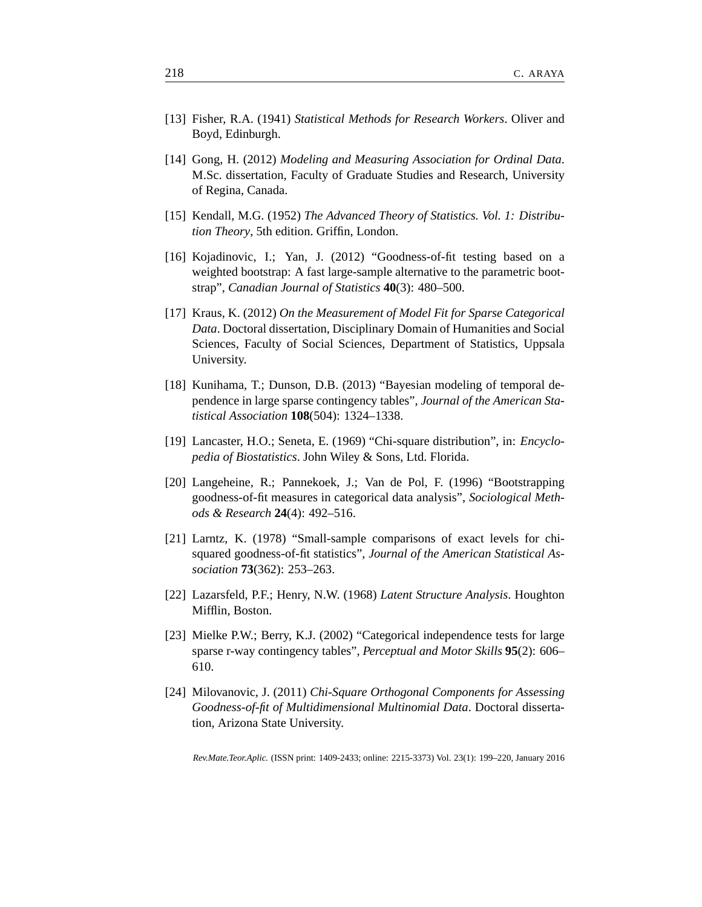[13] Fisher, R.A. (1941) *Statistical Methods for Research Workers*. Oliver and Boyd, Edinburgh.

[14] Gong, H. (2012) *Modeling and Measuring Association for Ordinal Data*. M.Sc. dissertation, Faculty of Graduate Studies and Research, University of Regina, Canada.

[15] Kendall, M.G. (1952) *The Advanced Theory of Statistics. Vol. 1: Distribution Theory*, 5th edition. Griffin, London.

[16] Kojadinovic, I.; Yan, J. (2012) "Goodness-of-fit testing based on a weighted bootstrap: A fast large-sample alternative to the parametric bootstrap", *Canadian Journal of Statistics* **40**(3): 480–500.

[17] Kraus, K. (2012) *On the Measurement of Model Fit for Sparse Categorical Data*. Doctoral dissertation, Disciplinary Domain of Humanities and Social Sciences, Faculty of Social Sciences, Department of Statistics, Uppsala University.

[18] Kunihama, T.; Dunson, D.B. (2013) "Bayesian modeling of temporal dependence in large sparse contingency tables", *Journal of the American Statistical Association* **108**(504): 1324–1338.

[19] Lancaster, H.O.; Seneta, E. (1969) "Chi-square distribution", in: *Encyclopedia of Biostatistics*. John Wiley & Sons, Ltd. Florida.

[20] Langeheine, R.; Pannekoek, J.; Van de Pol, F. (1996) "Bootstrapping goodness-of-fit measures in categorical data analysis", *Sociological Methods & Research* **24**(4): 492–516.

[21] Larntz, K. (1978) "Small-sample comparisons of exact levels for chi-squared goodness-of-fit statistics", *Journal of the American Statistical Association* **73**(362): 253–263.

[22] Lazarsfeld, P.F.; Henry, N.W. (1968) *Latent Structure Analysis*. Houghton Mifflin, Boston.

[23] Mielke P.W.; Berry, K.J. (2002) "Categorical independence tests for large sparse r-way contingency tables", *Perceptual and Motor Skills* **95**(2): 606–610.

[24] Milovanovic, J. (2011) *Chi-Square Orthogonal Components for Assessing Goodness-of-fit of Multidimensional Multinomial Data*. Doctoral dissertation, Arizona State University.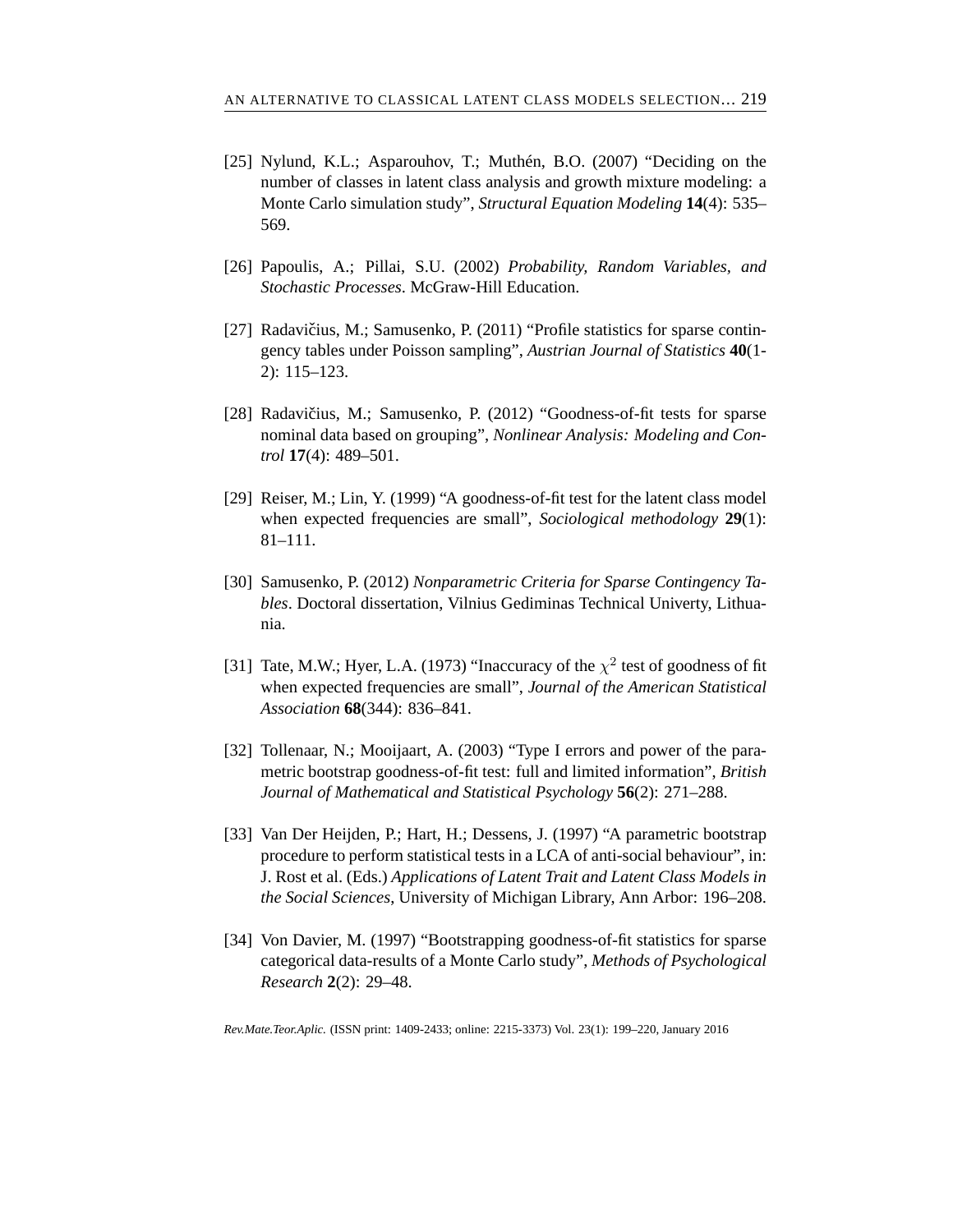[25] Nylund, K.L.; Asparouhov, T.; Muthén, B.O. (2007) "Deciding on the number of classes in latent class analysis and growth mixture modeling: a Monte Carlo simulation study", *Structural Equation Modeling* **14**(4): 535–569.

[26] Papoulis, A.; Pillai, S.U. (2002) *Probability, Random Variables, and Stochastic Processes*. McGraw-Hill Education.

[27] Radavičius, M.; Samusenko, P. (2011) "Profile statistics for sparse contingency tables under Poisson sampling", *Austrian Journal of Statistics* **40**(1-2): 115–123.

[28] Radavičius, M.; Samusenko, P. (2012) "Goodness-of-fit tests for sparse nominal data based on grouping", *Nonlinear Analysis: Modeling and Control* **17**(4): 489–501.

[29] Reiser, M.; Lin, Y. (1999) "A goodness-of-fit test for the latent class model when expected frequencies are small", *Sociological methodology* **29**(1): 81–111.

[30] Samusenko, P. (2012) *Nonparametric Criteria for Sparse Contingency Tables*. Doctoral dissertation, Vilnius Gediminas Technical Univerty, Lithuania.

[31] Tate, M.W.; Hyer, L.A. (1973) "Inaccuracy of the $\chi^2$ test of goodness of fit when expected frequencies are small", *Journal of the American Statistical Association* **68**(344): 836–841.

[32] Tollenaar, N.; Mooijaart, A. (2003) "Type I errors and power of the parametric bootstrap goodness-of-fit test: full and limited information", *British Journal of Mathematical and Statistical Psychology* **56**(2): 271–288.

[33] Van Der Heijden, P.; Hart, H.; Dessens, J. (1997) "A parametric bootstrap procedure to perform statistical tests in a LCA of anti-social behaviour", in: J. Rost et al. (Eds.) *Applications of Latent Trait and Latent Class Models in the Social Sciences*, University of Michigan Library, Ann Arbor: 196–208.

[34] Von Davier, M. (1997) "Bootstrapping goodness-of-fit statistics for sparse categorical data-results of a Monte Carlo study", *Methods of Psychological Research* **2**(2): 29–48.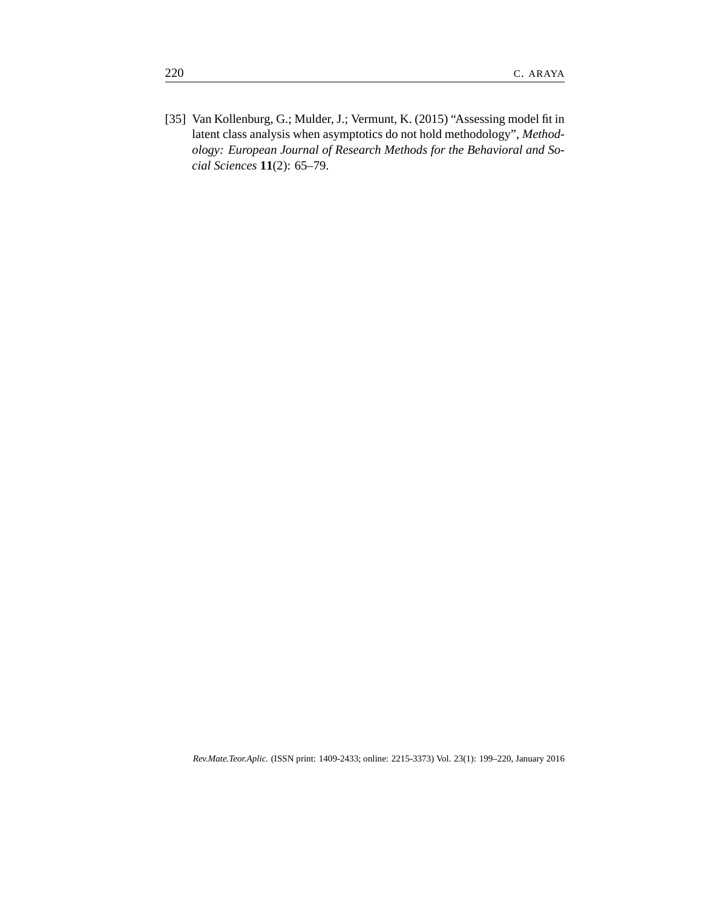[35] Van Kollenburg, G.; Mulder, J.; Vermunt, K. (2015) "Assessing model fit in latent class analysis when asymptotics do not hold methodology", *Methodology: European Journal of Research Methods for the Behavioral and Social Sciences* **11**(2): 65–79.